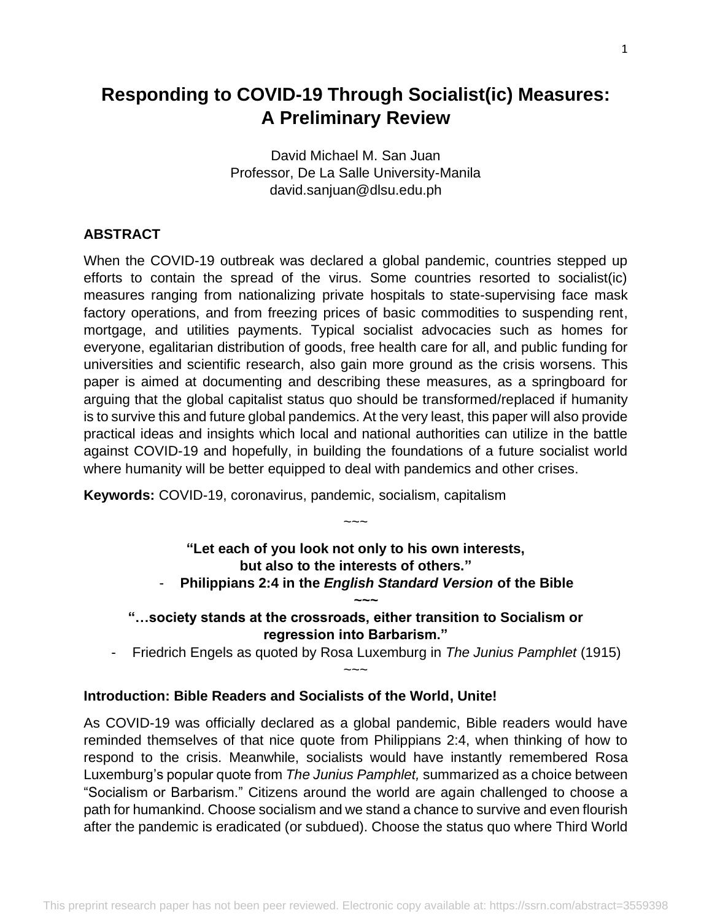# Responding to COVID-19 Through Socialist(ic) Measures: A Preliminary Review

David Michael M. San Juan
Professor, De La Salle University-Manila
david.sanjuan@dlsu.edu.ph

## ABSTRACT

When the COVID-19 outbreak was declared a global pandemic, countries stepped up efforts to contain the spread of the virus. Some countries resorted to socialist(ic) measures ranging from nationalizing private hospitals to state-supervising face mask factory operations, and from freezing prices of basic commodities to suspending rent, mortgage, and utilities payments. Typical socialist advocacies such as homes for everyone, egalitarian distribution of goods, free health care for all, and public funding for universities and scientific research, also gain more ground as the crisis worsens. This paper is aimed at documenting and describing these measures, as a springboard for arguing that the global capitalist status quo should be transformed/replaced if humanity is to survive this and future global pandemics. At the very least, this paper will also provide practical ideas and insights which local and national authorities can utilize in the battle against COVID-19 and hopefully, in building the foundations of a future socialist world where humanity will be better equipped to deal with pandemics and other crises.

**Keywords:** COVID-19, coronavirus, pandemic, socialism, capitalism

~~~

**"Let each of you look not only to his own interests, but also to the interests of others."**

- **Philippians 2:4 in the *English Standard Version* of the Bible**

~~~

**"…society stands at the crossroads, either transition to Socialism or regression into Barbarism."**

- Friedrich Engels as quoted by Rosa Luxemburg in *The Junius Pamphlet* (1915)

~~~

## Introduction: Bible Readers and Socialists of the World, Unite!

As COVID-19 was officially declared as a global pandemic, Bible readers would have reminded themselves of that nice quote from Philippians 2:4, when thinking of how to respond to the crisis. Meanwhile, socialists would have instantly remembered Rosa Luxemburg's popular quote from *The Junius Pamphlet,* summarized as a choice between "Socialism or Barbarism." Citizens around the world are again challenged to choose a path for humankind. Choose socialism and we stand a chance to survive and even flourish after the pandemic is eradicated (or subdued). Choose the status quo where Third World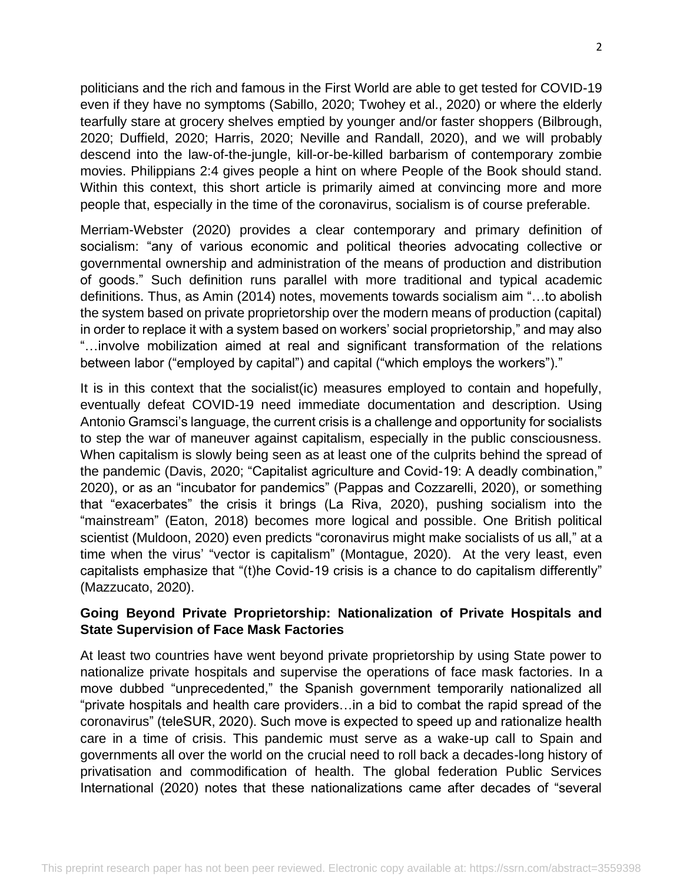politicians and the rich and famous in the First World are able to get tested for COVID-19 even if they have no symptoms (Sabillo, 2020; Twohey et al., 2020) or where the elderly tearfully stare at grocery shelves emptied by younger and/or faster shoppers (Bilbrough, 2020; Duffield, 2020; Harris, 2020; Neville and Randall, 2020), and we will probably descend into the law-of-the-jungle, kill-or-be-killed barbarism of contemporary zombie movies. Philippians 2:4 gives people a hint on where People of the Book should stand. Within this context, this short article is primarily aimed at convincing more and more people that, especially in the time of the coronavirus, socialism is of course preferable.

Merriam-Webster (2020) provides a clear contemporary and primary definition of socialism: "any of various economic and political theories advocating collective or governmental ownership and administration of the means of production and distribution of goods." Such definition runs parallel with more traditional and typical academic definitions. Thus, as Amin (2014) notes, movements towards socialism aim "…to abolish the system based on private proprietorship over the modern means of production (capital) in order to replace it with a system based on workers' social proprietorship," and may also "…involve mobilization aimed at real and significant transformation of the relations between labor ("employed by capital") and capital ("which employs the workers")."

It is in this context that the socialist(ic) measures employed to contain and hopefully, eventually defeat COVID-19 need immediate documentation and description. Using Antonio Gramsci's language, the current crisis is a challenge and opportunity for socialists to step the war of maneuver against capitalism, especially in the public consciousness. When capitalism is slowly being seen as at least one of the culprits behind the spread of the pandemic (Davis, 2020; "Capitalist agriculture and Covid-19: A deadly combination," 2020), or as an "incubator for pandemics" (Pappas and Cozzarelli, 2020), or something that "exacerbates" the crisis it brings (La Riva, 2020), pushing socialism into the "mainstream" (Eaton, 2018) becomes more logical and possible. One British political scientist (Muldoon, 2020) even predicts "coronavirus might make socialists of us all," at a time when the virus' "vector is capitalism" (Montague, 2020). At the very least, even capitalists emphasize that "(t)he Covid-19 crisis is a chance to do capitalism differently" (Mazzucato, 2020).

**Going Beyond Private Proprietorship: Nationalization of Private Hospitals and State Supervision of Face Mask Factories**

At least two countries have went beyond private proprietorship by using State power to nationalize private hospitals and supervise the operations of face mask factories. In a move dubbed "unprecedented," the Spanish government temporarily nationalized all "private hospitals and health care providers…in a bid to combat the rapid spread of the coronavirus" (teleSUR, 2020). Such move is expected to speed up and rationalize health care in a time of crisis. This pandemic must serve as a wake-up call to Spain and governments all over the world on the crucial need to roll back a decades-long history of privatisation and commodification of health. The global federation Public Services International (2020) notes that these nationalizations came after decades of "several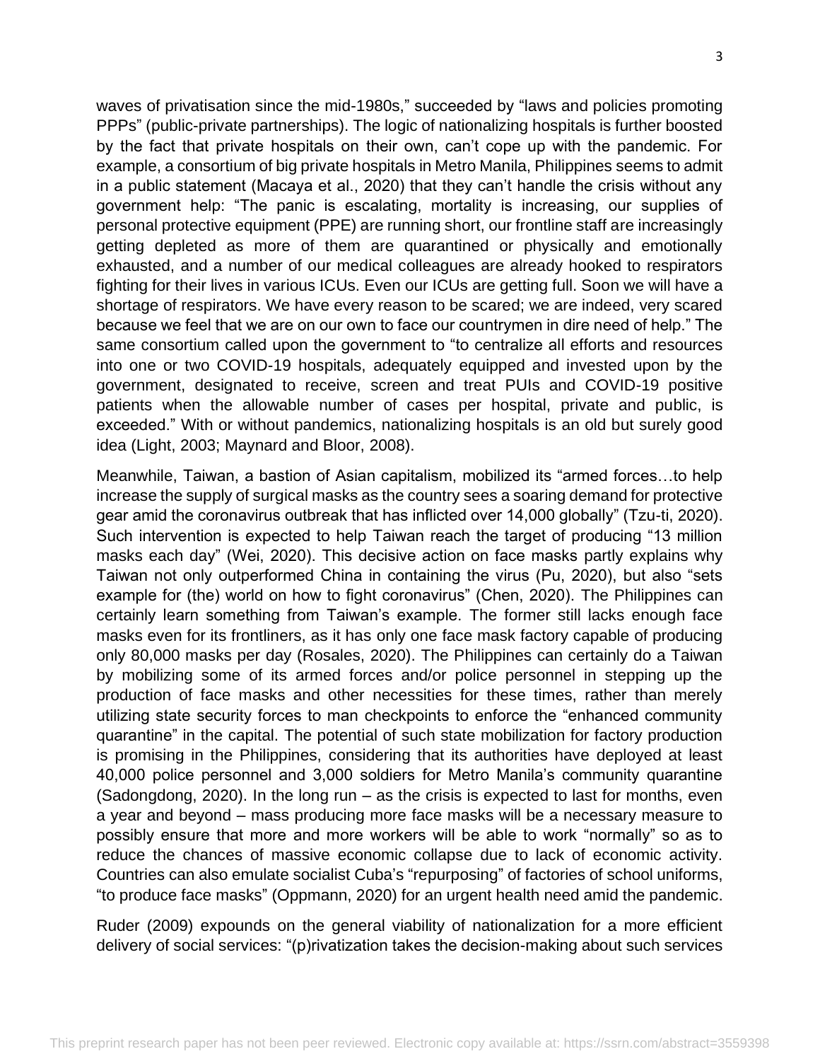waves of privatisation since the mid-1980s," succeeded by "laws and policies promoting PPPs" (public-private partnerships). The logic of nationalizing hospitals is further boosted by the fact that private hospitals on their own, can't cope up with the pandemic. For example, a consortium of big private hospitals in Metro Manila, Philippines seems to admit in a public statement (Macaya et al., 2020) that they can't handle the crisis without any government help: "The panic is escalating, mortality is increasing, our supplies of personal protective equipment (PPE) are running short, our frontline staff are increasingly getting depleted as more of them are quarantined or physically and emotionally exhausted, and a number of our medical colleagues are already hooked to respirators fighting for their lives in various ICUs. Even our ICUs are getting full. Soon we will have a shortage of respirators. We have every reason to be scared; we are indeed, very scared because we feel that we are on our own to face our countrymen in dire need of help." The same consortium called upon the government to "to centralize all efforts and resources into one or two COVID-19 hospitals, adequately equipped and invested upon by the government, designated to receive, screen and treat PUIs and COVID-19 positive patients when the allowable number of cases per hospital, private and public, is exceeded." With or without pandemics, nationalizing hospitals is an old but surely good idea (Light, 2003; Maynard and Bloor, 2008).

Meanwhile, Taiwan, a bastion of Asian capitalism, mobilized its "armed forces…to help increase the supply of surgical masks as the country sees a soaring demand for protective gear amid the coronavirus outbreak that has inflicted over 14,000 globally" (Tzu-ti, 2020). Such intervention is expected to help Taiwan reach the target of producing "13 million masks each day" (Wei, 2020). This decisive action on face masks partly explains why Taiwan not only outperformed China in containing the virus (Pu, 2020), but also "sets example for (the) world on how to fight coronavirus" (Chen, 2020). The Philippines can certainly learn something from Taiwan's example. The former still lacks enough face masks even for its frontliners, as it has only one face mask factory capable of producing only 80,000 masks per day (Rosales, 2020). The Philippines can certainly do a Taiwan by mobilizing some of its armed forces and/or police personnel in stepping up the production of face masks and other necessities for these times, rather than merely utilizing state security forces to man checkpoints to enforce the "enhanced community quarantine" in the capital. The potential of such state mobilization for factory production is promising in the Philippines, considering that its authorities have deployed at least 40,000 police personnel and 3,000 soldiers for Metro Manila's community quarantine (Sadongdong, 2020). In the long run – as the crisis is expected to last for months, even a year and beyond – mass producing more face masks will be a necessary measure to possibly ensure that more and more workers will be able to work "normally" so as to reduce the chances of massive economic collapse due to lack of economic activity. Countries can also emulate socialist Cuba's "repurposing" of factories of school uniforms, "to produce face masks" (Oppmann, 2020) for an urgent health need amid the pandemic.

Ruder (2009) expounds on the general viability of nationalization for a more efficient delivery of social services: "(p)rivatization takes the decision-making about such services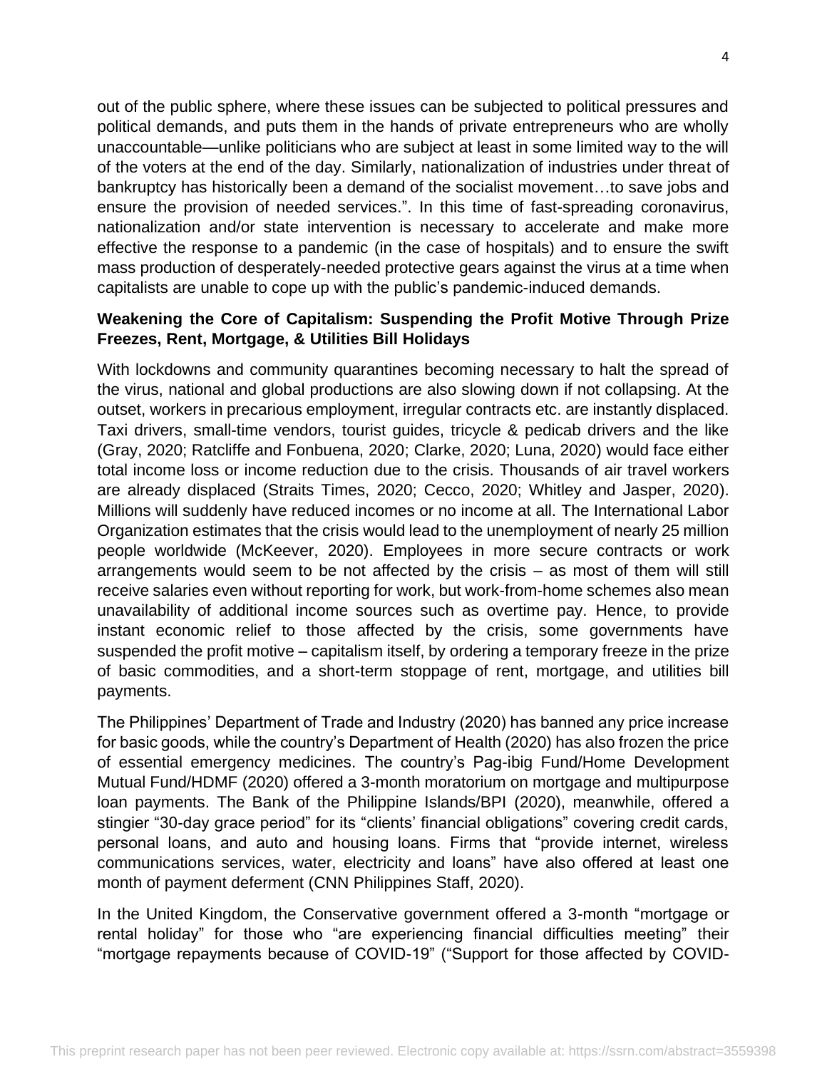out of the public sphere, where these issues can be subjected to political pressures and political demands, and puts them in the hands of private entrepreneurs who are wholly unaccountable—unlike politicians who are subject at least in some limited way to the will of the voters at the end of the day. Similarly, nationalization of industries under threat of bankruptcy has historically been a demand of the socialist movement…to save jobs and ensure the provision of needed services.". In this time of fast-spreading coronavirus, nationalization and/or state intervention is necessary to accelerate and make more effective the response to a pandemic (in the case of hospitals) and to ensure the swift mass production of desperately-needed protective gears against the virus at a time when capitalists are unable to cope up with the public's pandemic-induced demands.

**Weakening the Core of Capitalism: Suspending the Profit Motive Through Prize Freezes, Rent, Mortgage, & Utilities Bill Holidays**

With lockdowns and community quarantines becoming necessary to halt the spread of the virus, national and global productions are also slowing down if not collapsing. At the outset, workers in precarious employment, irregular contracts etc. are instantly displaced. Taxi drivers, small-time vendors, tourist guides, tricycle & pedicab drivers and the like (Gray, 2020; Ratcliffe and Fonbuena, 2020; Clarke, 2020; Luna, 2020) would face either total income loss or income reduction due to the crisis. Thousands of air travel workers are already displaced (Straits Times, 2020; Cecco, 2020; Whitley and Jasper, 2020). Millions will suddenly have reduced incomes or no income at all. The International Labor Organization estimates that the crisis would lead to the unemployment of nearly 25 million people worldwide (McKeever, 2020). Employees in more secure contracts or work arrangements would seem to be not affected by the crisis – as most of them will still receive salaries even without reporting for work, but work-from-home schemes also mean unavailability of additional income sources such as overtime pay. Hence, to provide instant economic relief to those affected by the crisis, some governments have suspended the profit motive – capitalism itself, by ordering a temporary freeze in the prize of basic commodities, and a short-term stoppage of rent, mortgage, and utilities bill payments.

The Philippines' Department of Trade and Industry (2020) has banned any price increase for basic goods, while the country's Department of Health (2020) has also frozen the price of essential emergency medicines. The country's Pag-ibig Fund/Home Development Mutual Fund/HDMF (2020) offered a 3-month moratorium on mortgage and multipurpose loan payments. The Bank of the Philippine Islands/BPI (2020), meanwhile, offered a stingier "30-day grace period" for its "clients' financial obligations" covering credit cards, personal loans, and auto and housing loans. Firms that "provide internet, wireless communications services, water, electricity and loans" have also offered at least one month of payment deferment (CNN Philippines Staff, 2020).

In the United Kingdom, the Conservative government offered a 3-month "mortgage or rental holiday" for those who "are experiencing financial difficulties meeting" their "mortgage repayments because of COVID-19" ("Support for those affected by COVID-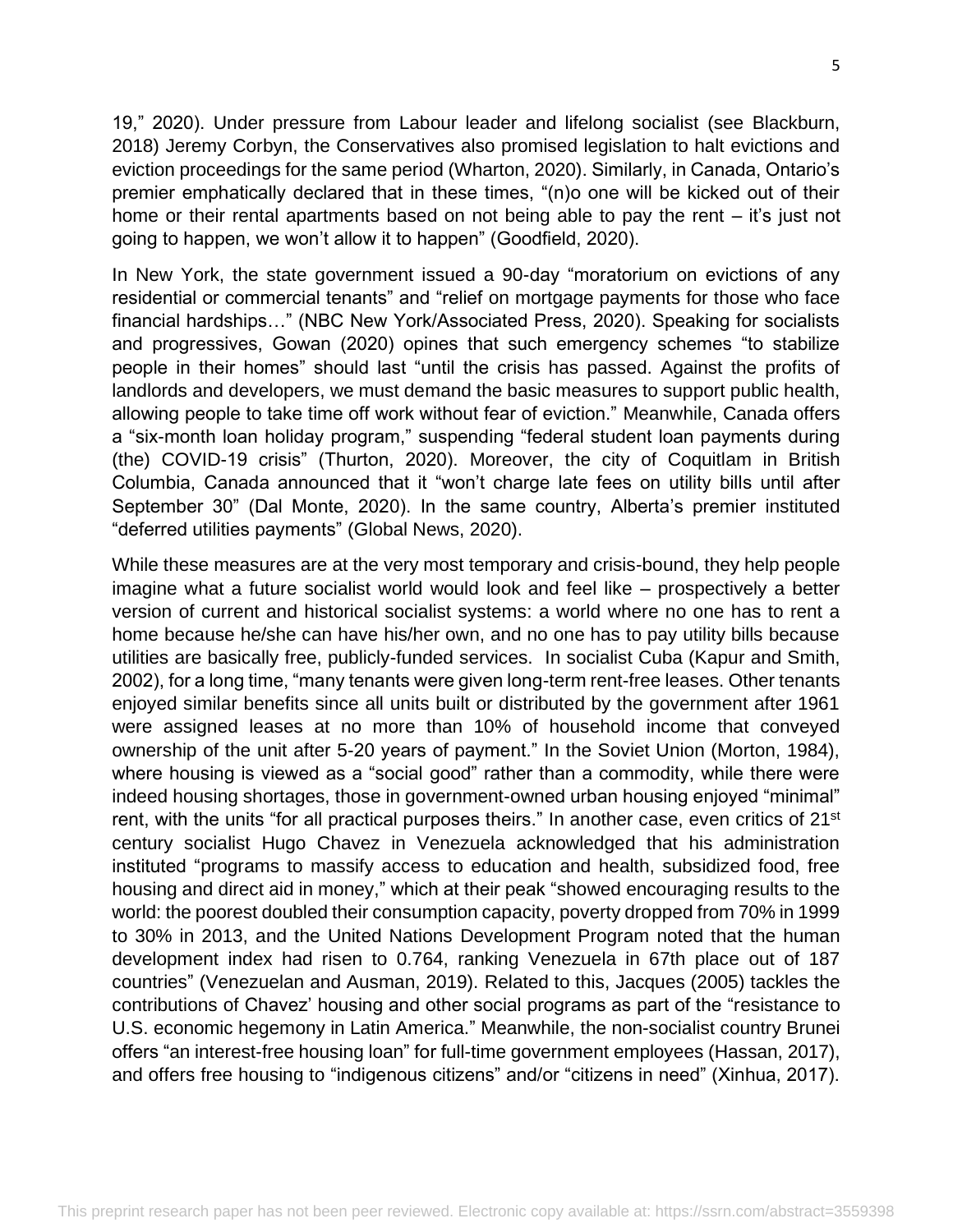19," 2020). Under pressure from Labour leader and lifelong socialist (see Blackburn, 2018) Jeremy Corbyn, the Conservatives also promised legislation to halt evictions and eviction proceedings for the same period (Wharton, 2020). Similarly, in Canada, Ontario's premier emphatically declared that in these times, "(n)o one will be kicked out of their home or their rental apartments based on not being able to pay the rent – it's just not going to happen, we won't allow it to happen" (Goodfield, 2020).

In New York, the state government issued a 90-day "moratorium on evictions of any residential or commercial tenants" and "relief on mortgage payments for those who face financial hardships…" (NBC New York/Associated Press, 2020). Speaking for socialists and progressives, Gowan (2020) opines that such emergency schemes "to stabilize people in their homes" should last "until the crisis has passed. Against the profits of landlords and developers, we must demand the basic measures to support public health, allowing people to take time off work without fear of eviction." Meanwhile, Canada offers a "six-month loan holiday program," suspending "federal student loan payments during (the) COVID-19 crisis" (Thurton, 2020). Moreover, the city of Coquitlam in British Columbia, Canada announced that it "won't charge late fees on utility bills until after September 30" (Dal Monte, 2020). In the same country, Alberta's premier instituted "deferred utilities payments" (Global News, 2020).

While these measures are at the very most temporary and crisis-bound, they help people imagine what a future socialist world would look and feel like – prospectively a better version of current and historical socialist systems: a world where no one has to rent a home because he/she can have his/her own, and no one has to pay utility bills because utilities are basically free, publicly-funded services. In socialist Cuba (Kapur and Smith, 2002), for a long time, "many tenants were given long-term rent-free leases. Other tenants enjoyed similar benefits since all units built or distributed by the government after 1961 were assigned leases at no more than 10% of household income that conveyed ownership of the unit after 5-20 years of payment." In the Soviet Union (Morton, 1984), where housing is viewed as a "social good" rather than a commodity, while there were indeed housing shortages, those in government-owned urban housing enjoyed "minimal" rent, with the units "for all practical purposes theirs." In another case, even critics of 21st century socialist Hugo Chavez in Venezuela acknowledged that his administration instituted "programs to massify access to education and health, subsidized food, free housing and direct aid in money," which at their peak "showed encouraging results to the world: the poorest doubled their consumption capacity, poverty dropped from 70% in 1999 to 30% in 2013, and the United Nations Development Program noted that the human development index had risen to 0.764, ranking Venezuela in 67th place out of 187 countries" (Venezuelan and Ausman, 2019). Related to this, Jacques (2005) tackles the contributions of Chavez' housing and other social programs as part of the "resistance to U.S. economic hegemony in Latin America." Meanwhile, the non-socialist country Brunei offers "an interest-free housing loan" for full-time government employees (Hassan, 2017), and offers free housing to "indigenous citizens" and/or "citizens in need" (Xinhua, 2017).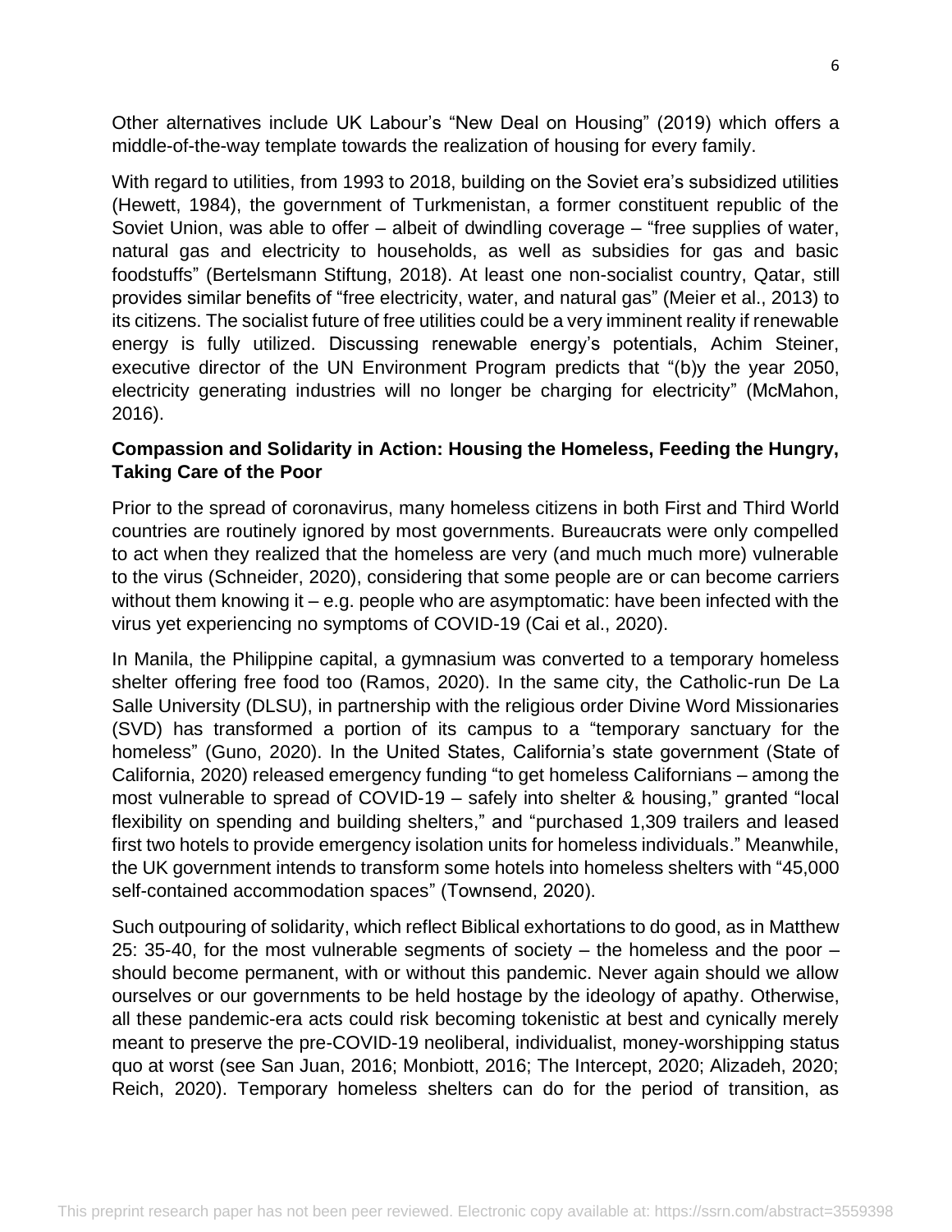Other alternatives include UK Labour's "New Deal on Housing" (2019) which offers a middle-of-the-way template towards the realization of housing for every family.

With regard to utilities, from 1993 to 2018, building on the Soviet era's subsidized utilities (Hewett, 1984), the government of Turkmenistan, a former constituent republic of the Soviet Union, was able to offer – albeit of dwindling coverage – "free supplies of water, natural gas and electricity to households, as well as subsidies for gas and basic foodstuffs" (Bertelsmann Stiftung, 2018). At least one non-socialist country, Qatar, still provides similar benefits of "free electricity, water, and natural gas" (Meier et al., 2013) to its citizens. The socialist future of free utilities could be a very imminent reality if renewable energy is fully utilized. Discussing renewable energy's potentials, Achim Steiner, executive director of the UN Environment Program predicts that "(b)y the year 2050, electricity generating industries will no longer be charging for electricity" (McMahon, 2016).

**Compassion and Solidarity in Action: Housing the Homeless, Feeding the Hungry, Taking Care of the Poor**

Prior to the spread of coronavirus, many homeless citizens in both First and Third World countries are routinely ignored by most governments. Bureaucrats were only compelled to act when they realized that the homeless are very (and much much more) vulnerable to the virus (Schneider, 2020), considering that some people are or can become carriers without them knowing it – e.g. people who are asymptomatic: have been infected with the virus yet experiencing no symptoms of COVID-19 (Cai et al., 2020).

In Manila, the Philippine capital, a gymnasium was converted to a temporary homeless shelter offering free food too (Ramos, 2020). In the same city, the Catholic-run De La Salle University (DLSU), in partnership with the religious order Divine Word Missionaries (SVD) has transformed a portion of its campus to a "temporary sanctuary for the homeless" (Guno, 2020). In the United States, California's state government (State of California, 2020) released emergency funding "to get homeless Californians – among the most vulnerable to spread of COVID-19 – safely into shelter & housing," granted "local flexibility on spending and building shelters," and "purchased 1,309 trailers and leased first two hotels to provide emergency isolation units for homeless individuals." Meanwhile, the UK government intends to transform some hotels into homeless shelters with "45,000 self-contained accommodation spaces" (Townsend, 2020).

Such outpouring of solidarity, which reflect Biblical exhortations to do good, as in Matthew 25: 35-40, for the most vulnerable segments of society – the homeless and the poor – should become permanent, with or without this pandemic. Never again should we allow ourselves or our governments to be held hostage by the ideology of apathy. Otherwise, all these pandemic-era acts could risk becoming tokenistic at best and cynically merely meant to preserve the pre-COVID-19 neoliberal, individualist, money-worshipping status quo at worst (see San Juan, 2016; Monbiott, 2016; The Intercept, 2020; Alizadeh, 2020; Reich, 2020). Temporary homeless shelters can do for the period of transition, as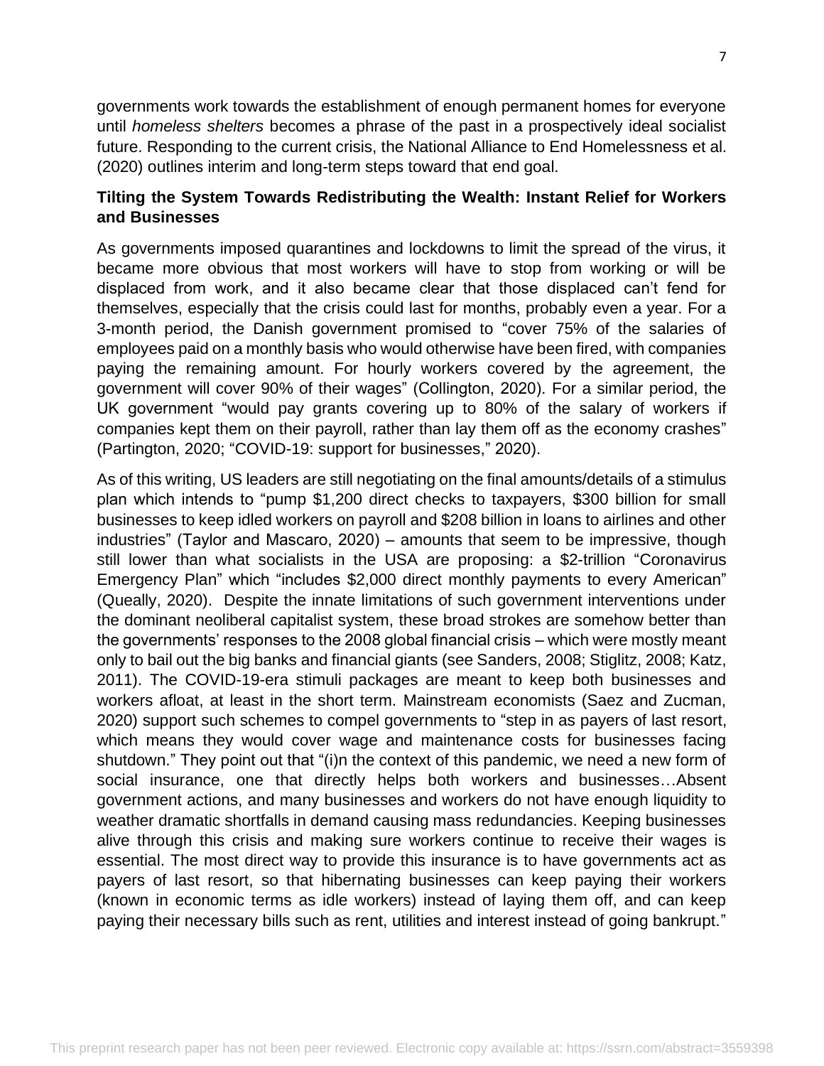governments work towards the establishment of enough permanent homes for everyone until *homeless shelters* becomes a phrase of the past in a prospectively ideal socialist future. Responding to the current crisis, the National Alliance to End Homelessness et al. (2020) outlines interim and long-term steps toward that end goal.

**Tilting the System Towards Redistributing the Wealth: Instant Relief for Workers and Businesses**

As governments imposed quarantines and lockdowns to limit the spread of the virus, it became more obvious that most workers will have to stop from working or will be displaced from work, and it also became clear that those displaced can't fend for themselves, especially that the crisis could last for months, probably even a year. For a 3-month period, the Danish government promised to "cover 75% of the salaries of employees paid on a monthly basis who would otherwise have been fired, with companies paying the remaining amount. For hourly workers covered by the agreement, the government will cover 90% of their wages" (Collington, 2020). For a similar period, the UK government "would pay grants covering up to 80% of the salary of workers if companies kept them on their payroll, rather than lay them off as the economy crashes" (Partington, 2020; "COVID-19: support for businesses," 2020).

As of this writing, US leaders are still negotiating on the final amounts/details of a stimulus plan which intends to "pump $1,200 direct checks to taxpayers, $300 billion for small businesses to keep idled workers on payroll and $208 billion in loans to airlines and other industries" (Taylor and Mascaro, 2020) – amounts that seem to be impressive, though still lower than what socialists in the USA are proposing: a $2-trillion "Coronavirus Emergency Plan" which "includes $2,000 direct monthly payments to every American" (Queally, 2020). Despite the innate limitations of such government interventions under the dominant neoliberal capitalist system, these broad strokes are somehow better than the governments' responses to the 2008 global financial crisis – which were mostly meant only to bail out the big banks and financial giants (see Sanders, 2008; Stiglitz, 2008; Katz, 2011). The COVID-19-era stimuli packages are meant to keep both businesses and workers afloat, at least in the short term. Mainstream economists (Saez and Zucman, 2020) support such schemes to compel governments to "step in as payers of last resort, which means they would cover wage and maintenance costs for businesses facing shutdown." They point out that "(i)n the context of this pandemic, we need a new form of social insurance, one that directly helps both workers and businesses…Absent government actions, and many businesses and workers do not have enough liquidity to weather dramatic shortfalls in demand causing mass redundancies. Keeping businesses alive through this crisis and making sure workers continue to receive their wages is essential. The most direct way to provide this insurance is to have governments act as payers of last resort, so that hibernating businesses can keep paying their workers (known in economic terms as idle workers) instead of laying them off, and can keep paying their necessary bills such as rent, utilities and interest instead of going bankrupt."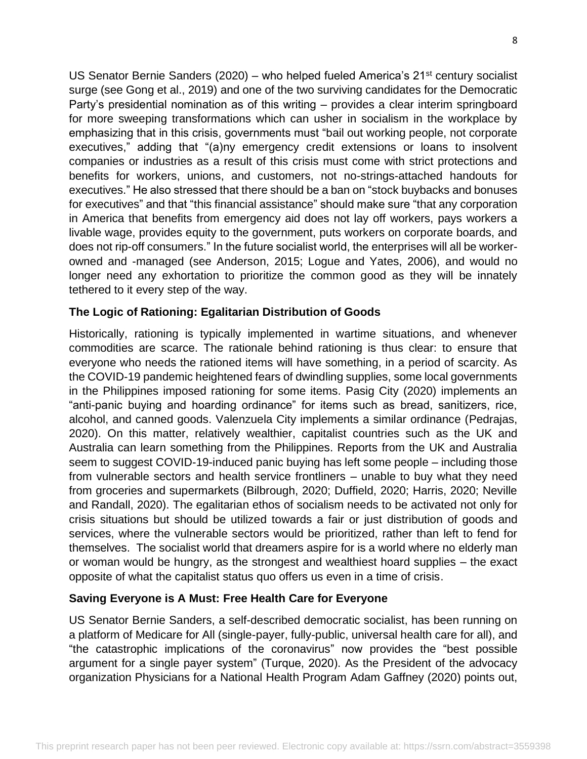US Senator Bernie Sanders (2020) – who helped fueled America's 21st century socialist surge (see Gong et al., 2019) and one of the two surviving candidates for the Democratic Party's presidential nomination as of this writing – provides a clear interim springboard for more sweeping transformations which can usher in socialism in the workplace by emphasizing that in this crisis, governments must "bail out working people, not corporate executives," adding that "(a)ny emergency credit extensions or loans to insolvent companies or industries as a result of this crisis must come with strict protections and benefits for workers, unions, and customers, not no-strings-attached handouts for executives." He also stressed that there should be a ban on "stock buybacks and bonuses for executives" and that "this financial assistance" should make sure "that any corporation in America that benefits from emergency aid does not lay off workers, pays workers a livable wage, provides equity to the government, puts workers on corporate boards, and does not rip-off consumers." In the future socialist world, the enterprises will all be worker-owned and -managed (see Anderson, 2015; Logue and Yates, 2006), and would no longer need any exhortation to prioritize the common good as they will be innately tethered to it every step of the way.

### The Logic of Rationing: Egalitarian Distribution of Goods

Historically, rationing is typically implemented in wartime situations, and whenever commodities are scarce. The rationale behind rationing is thus clear: to ensure that everyone who needs the rationed items will have something, in a period of scarcity. As the COVID-19 pandemic heightened fears of dwindling supplies, some local governments in the Philippines imposed rationing for some items. Pasig City (2020) implements an "anti-panic buying and hoarding ordinance" for items such as bread, sanitizers, rice, alcohol, and canned goods. Valenzuela City implements a similar ordinance (Pedrajas, 2020). On this matter, relatively wealthier, capitalist countries such as the UK and Australia can learn something from the Philippines. Reports from the UK and Australia seem to suggest COVID-19-induced panic buying has left some people – including those from vulnerable sectors and health service frontliners – unable to buy what they need from groceries and supermarkets (Bilbrough, 2020; Duffield, 2020; Harris, 2020; Neville and Randall, 2020). The egalitarian ethos of socialism needs to be activated not only for crisis situations but should be utilized towards a fair or just distribution of goods and services, where the vulnerable sectors would be prioritized, rather than left to fend for themselves. The socialist world that dreamers aspire for is a world where no elderly man or woman would be hungry, as the strongest and wealthiest hoard supplies – the exact opposite of what the capitalist status quo offers us even in a time of crisis.

### Saving Everyone is A Must: Free Health Care for Everyone

US Senator Bernie Sanders, a self-described democratic socialist, has been running on a platform of Medicare for All (single-payer, fully-public, universal health care for all), and "the catastrophic implications of the coronavirus" now provides the "best possible argument for a single payer system" (Turque, 2020). As the President of the advocacy organization Physicians for a National Health Program Adam Gaffney (2020) points out,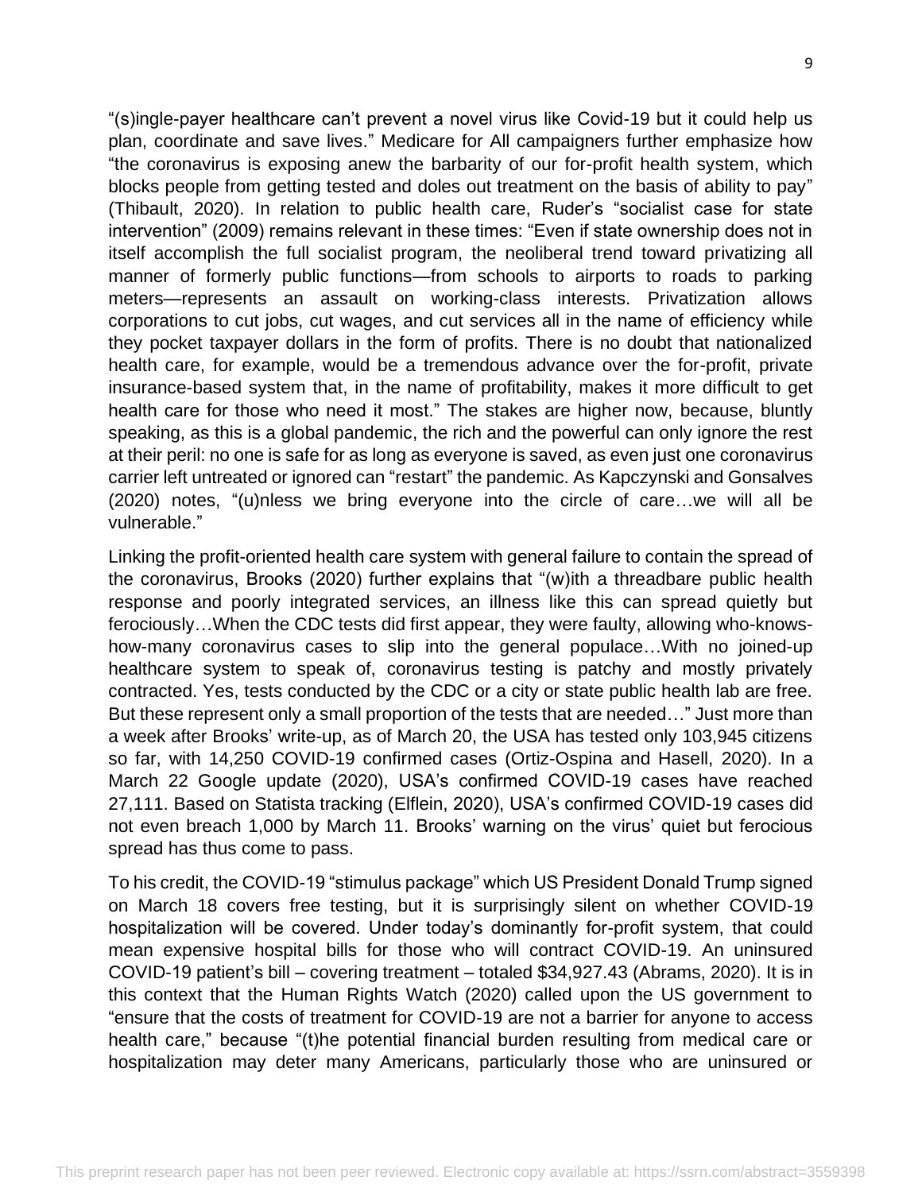"(s)ingle-payer healthcare can't prevent a novel virus like Covid-19 but it could help us plan, coordinate and save lives." Medicare for All campaigners further emphasize how "the coronavirus is exposing anew the barbarity of our for-profit health system, which blocks people from getting tested and doles out treatment on the basis of ability to pay" (Thibault, 2020). In relation to public health care, Ruder's "socialist case for state intervention" (2009) remains relevant in these times: "Even if state ownership does not in itself accomplish the full socialist program, the neoliberal trend toward privatizing all manner of formerly public functions—from schools to airports to roads to parking meters—represents an assault on working-class interests. Privatization allows corporations to cut jobs, cut wages, and cut services all in the name of efficiency while they pocket taxpayer dollars in the form of profits. There is no doubt that nationalized health care, for example, would be a tremendous advance over the for-profit, private insurance-based system that, in the name of profitability, makes it more difficult to get health care for those who need it most." The stakes are higher now, because, bluntly speaking, as this is a global pandemic, the rich and the powerful can only ignore the rest at their peril: no one is safe for as long as everyone is saved, as even just one coronavirus carrier left untreated or ignored can "restart" the pandemic. As Kapczynski and Gonsalves (2020) notes, "(u)nless we bring everyone into the circle of care…we will all be vulnerable."

Linking the profit-oriented health care system with general failure to contain the spread of the coronavirus, Brooks (2020) further explains that "(w)ith a threadbare public health response and poorly integrated services, an illness like this can spread quietly but ferociously…When the CDC tests did first appear, they were faulty, allowing who-knows-how-many coronavirus cases to slip into the general populace…With no joined-up healthcare system to speak of, coronavirus testing is patchy and mostly privately contracted. Yes, tests conducted by the CDC or a city or state public health lab are free. But these represent only a small proportion of the tests that are needed…" Just more than a week after Brooks' write-up, as of March 20, the USA has tested only 103,945 citizens so far, with 14,250 COVID-19 confirmed cases (Ortiz-Ospina and Hasell, 2020). In a March 22 Google update (2020), USA's confirmed COVID-19 cases have reached 27,111. Based on Statista tracking (Elflein, 2020), USA's confirmed COVID-19 cases did not even breach 1,000 by March 11. Brooks' warning on the virus' quiet but ferocious spread has thus come to pass.

To his credit, the COVID-19 "stimulus package" which US President Donald Trump signed on March 18 covers free testing, but it is surprisingly silent on whether COVID-19 hospitalization will be covered. Under today's dominantly for-profit system, that could mean expensive hospital bills for those who will contract COVID-19. An uninsured COVID-19 patient's bill – covering treatment – totaled $34,927.43 (Abrams, 2020). It is in this context that the Human Rights Watch (2020) called upon the US government to "ensure that the costs of treatment for COVID-19 are not a barrier for anyone to access health care," because "(t)he potential financial burden resulting from medical care or hospitalization may deter many Americans, particularly those who are uninsured or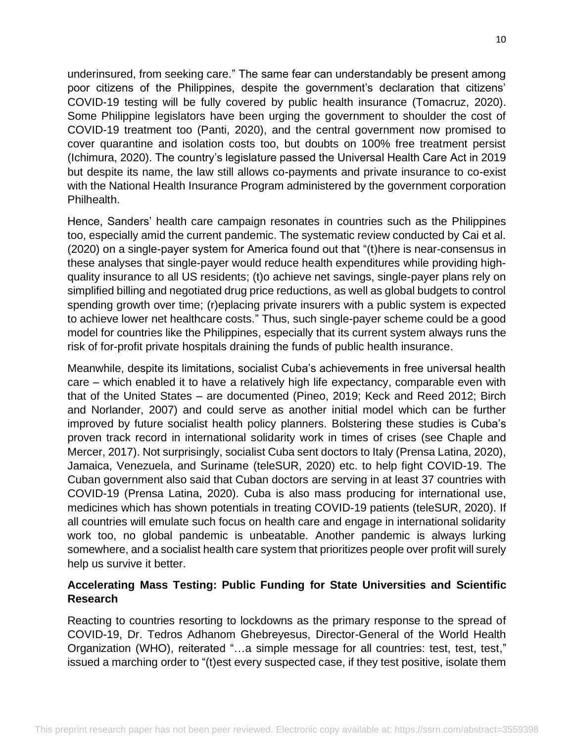underinsured, from seeking care." The same fear can understandably be present among poor citizens of the Philippines, despite the government's declaration that citizens' COVID-19 testing will be fully covered by public health insurance (Tomacruz, 2020). Some Philippine legislators have been urging the government to shoulder the cost of COVID-19 treatment too (Panti, 2020), and the central government now promised to cover quarantine and isolation costs too, but doubts on 100% free treatment persist (Ichimura, 2020). The country's legislature passed the Universal Health Care Act in 2019 but despite its name, the law still allows co-payments and private insurance to co-exist with the National Health Insurance Program administered by the government corporation Philhealth.

Hence, Sanders' health care campaign resonates in countries such as the Philippines too, especially amid the current pandemic. The systematic review conducted by Cai et al. (2020) on a single-payer system for America found out that "(t)here is near-consensus in these analyses that single-payer would reduce health expenditures while providing high-quality insurance to all US residents; (t)o achieve net savings, single-payer plans rely on simplified billing and negotiated drug price reductions, as well as global budgets to control spending growth over time; (r)eplacing private insurers with a public system is expected to achieve lower net healthcare costs." Thus, such single-payer scheme could be a good model for countries like the Philippines, especially that its current system always runs the risk of for-profit private hospitals draining the funds of public health insurance.

Meanwhile, despite its limitations, socialist Cuba's achievements in free universal health care – which enabled it to have a relatively high life expectancy, comparable even with that of the United States – are documented (Pineo, 2019; Keck and Reed 2012; Birch and Norlander, 2007) and could serve as another initial model which can be further improved by future socialist health policy planners. Bolstering these studies is Cuba's proven track record in international solidarity work in times of crises (see Chaple and Mercer, 2017). Not surprisingly, socialist Cuba sent doctors to Italy (Prensa Latina, 2020), Jamaica, Venezuela, and Suriname (teleSUR, 2020) etc. to help fight COVID-19. The Cuban government also said that Cuban doctors are serving in at least 37 countries with COVID-19 (Prensa Latina, 2020). Cuba is also mass producing for international use, medicines which has shown potentials in treating COVID-19 patients (teleSUR, 2020). If all countries will emulate such focus on health care and engage in international solidarity work too, no global pandemic is unbeatable. Another pandemic is always lurking somewhere, and a socialist health care system that prioritizes people over profit will surely help us survive it better.

### Accelerating Mass Testing: Public Funding for State Universities and Scientific Research

Reacting to countries resorting to lockdowns as the primary response to the spread of COVID-19, Dr. Tedros Adhanom Ghebreyesus, Director-General of the World Health Organization (WHO), reiterated "…a simple message for all countries: test, test, test," issued a marching order to "(t)est every suspected case, if they test positive, isolate them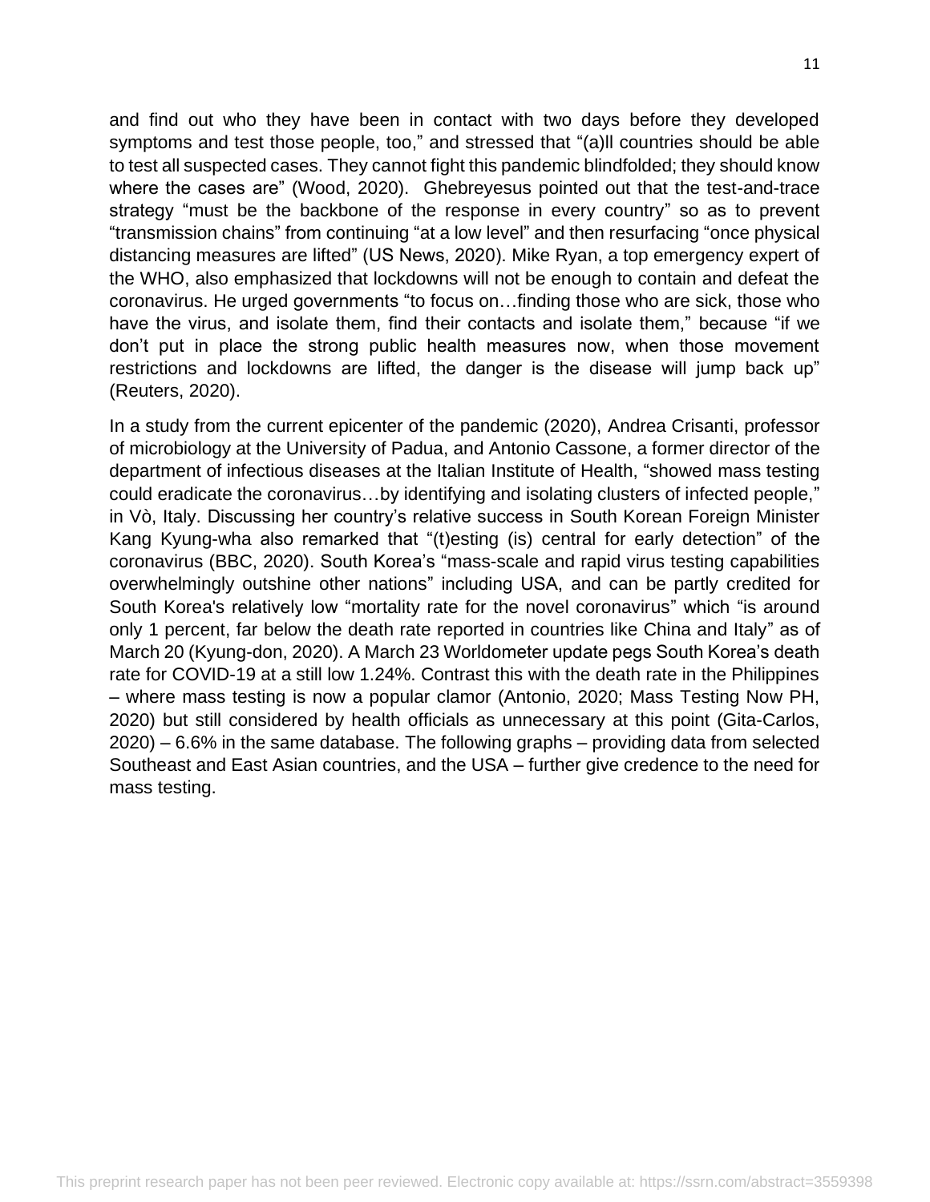and find out who they have been in contact with two days before they developed symptoms and test those people, too," and stressed that "(a)ll countries should be able to test all suspected cases. They cannot fight this pandemic blindfolded; they should know where the cases are" (Wood, 2020). Ghebreyesus pointed out that the test-and-trace strategy "must be the backbone of the response in every country" so as to prevent "transmission chains" from continuing "at a low level" and then resurfacing "once physical distancing measures are lifted" (US News, 2020). Mike Ryan, a top emergency expert of the WHO, also emphasized that lockdowns will not be enough to contain and defeat the coronavirus. He urged governments "to focus on…finding those who are sick, those who have the virus, and isolate them, find their contacts and isolate them," because "if we don't put in place the strong public health measures now, when those movement restrictions and lockdowns are lifted, the danger is the disease will jump back up" (Reuters, 2020).

In a study from the current epicenter of the pandemic (2020), Andrea Crisanti, professor of microbiology at the University of Padua, and Antonio Cassone, a former director of the department of infectious diseases at the Italian Institute of Health, "showed mass testing could eradicate the coronavirus…by identifying and isolating clusters of infected people," in Vò, Italy. Discussing her country's relative success in South Korean Foreign Minister Kang Kyung-wha also remarked that "(t)esting (is) central for early detection" of the coronavirus (BBC, 2020). South Korea's "mass-scale and rapid virus testing capabilities overwhelmingly outshine other nations" including USA, and can be partly credited for South Korea's relatively low "mortality rate for the novel coronavirus" which "is around only 1 percent, far below the death rate reported in countries like China and Italy" as of March 20 (Kyung-don, 2020). A March 23 Worldometer update pegs South Korea's death rate for COVID-19 at a still low 1.24%. Contrast this with the death rate in the Philippines – where mass testing is now a popular clamor (Antonio, 2020; Mass Testing Now PH, 2020) but still considered by health officials as unnecessary at this point (Gita-Carlos, 2020) – 6.6% in the same database. The following graphs – providing data from selected Southeast and East Asian countries, and the USA – further give credence to the need for mass testing.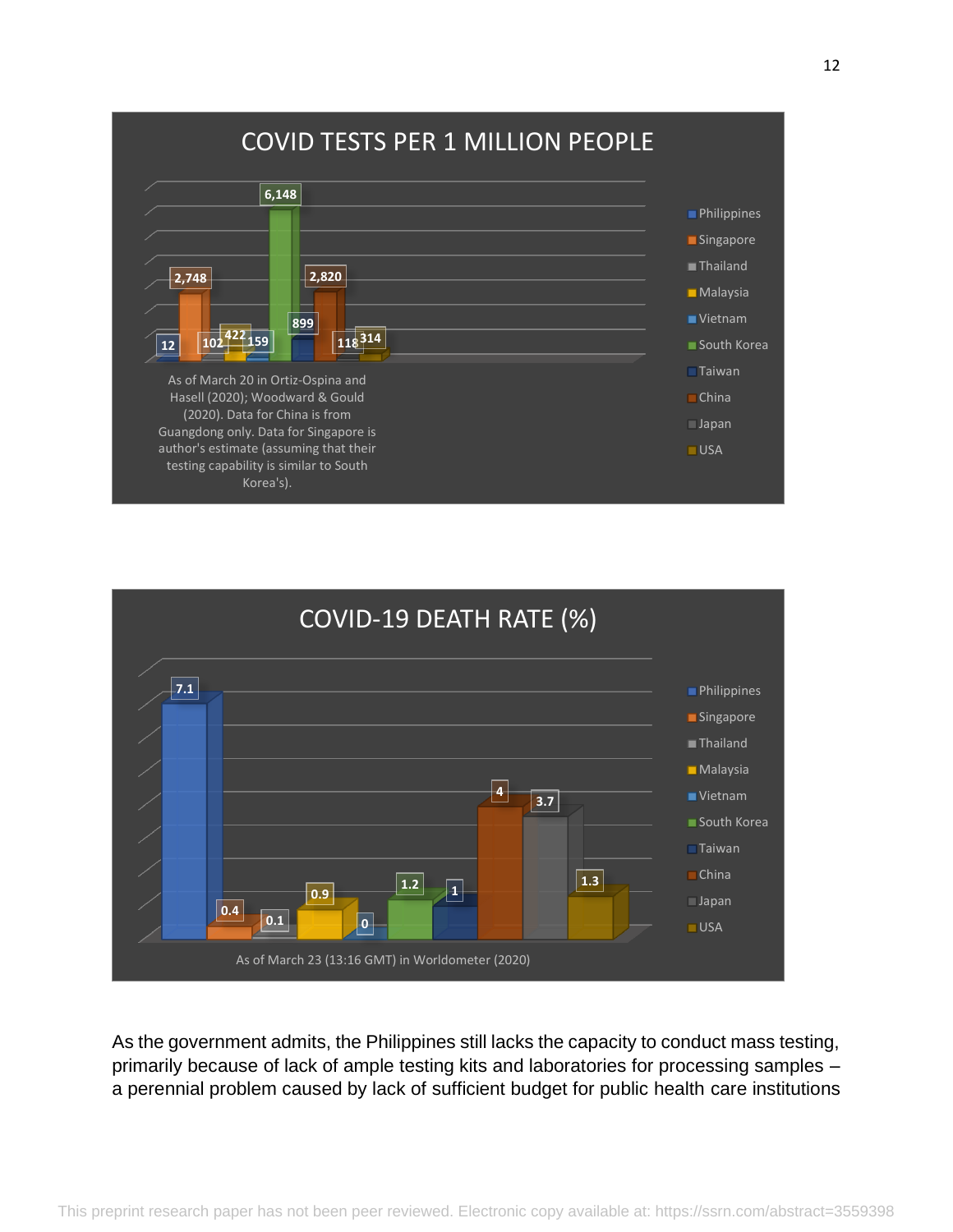**COVID TESTS PER 1 MILLION PEOPLE**

| Country | Tests per 1 million people |
|---|---|
| Philippines | 12 |
| Singapore | 2,748 |
| Thailand | 102 |
| Malaysia | 422 |
| Vietnam | 159 |
| South Korea | 6,148 |
| Taiwan | 899 |
| China | 2,820 |
| Japan | 118 |
| USA | 314 |

As of March 20 in Ortiz-Ospina and Hasell (2020); Woodward & Gould (2020). Data for China is from Guangdong only. Data for Singapore is author's estimate (assuming that their testing capability is similar to South Korea's).

**COVID-19 DEATH RATE (%)**

| Country | Death rate (%) |
|---|---|
| Philippines | 7.1 |
| Singapore | 0.4 |
| Thailand | 0.1 |
| Malaysia | 0.9 |
| Vietnam | 0 |
| South Korea | 1.2 |
| Taiwan | 1 |
| China | 4 |
| Japan | 3.7 |
| USA | 1.3 |

As of March 23 (13:16 GMT) in Worldometer (2020)

As the government admits, the Philippines still lacks the capacity to conduct mass testing, primarily because of lack of ample testing kits and laboratories for processing samples – a perennial problem caused by lack of sufficient budget for public health care institutions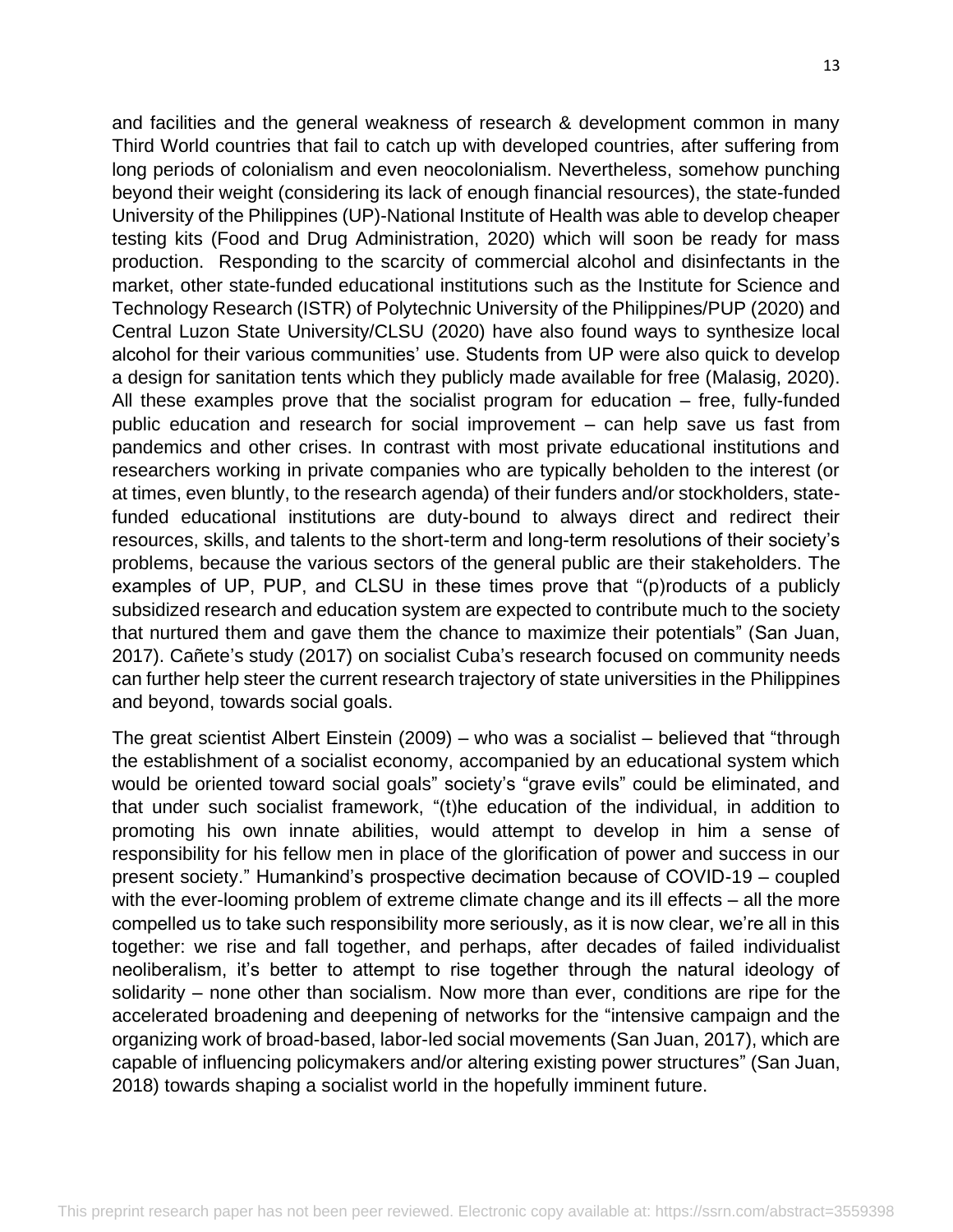and facilities and the general weakness of research & development common in many Third World countries that fail to catch up with developed countries, after suffering from long periods of colonialism and even neocolonialism. Nevertheless, somehow punching beyond their weight (considering its lack of enough financial resources), the state-funded University of the Philippines (UP)-National Institute of Health was able to develop cheaper testing kits (Food and Drug Administration, 2020) which will soon be ready for mass production. Responding to the scarcity of commercial alcohol and disinfectants in the market, other state-funded educational institutions such as the Institute for Science and Technology Research (ISTR) of Polytechnic University of the Philippines/PUP (2020) and Central Luzon State University/CLSU (2020) have also found ways to synthesize local alcohol for their various communities' use. Students from UP were also quick to develop a design for sanitation tents which they publicly made available for free (Malasig, 2020). All these examples prove that the socialist program for education – free, fully-funded public education and research for social improvement – can help save us fast from pandemics and other crises. In contrast with most private educational institutions and researchers working in private companies who are typically beholden to the interest (or at times, even bluntly, to the research agenda) of their funders and/or stockholders, state-funded educational institutions are duty-bound to always direct and redirect their resources, skills, and talents to the short-term and long-term resolutions of their society's problems, because the various sectors of the general public are their stakeholders. The examples of UP, PUP, and CLSU in these times prove that "(p)roducts of a publicly subsidized research and education system are expected to contribute much to the society that nurtured them and gave them the chance to maximize their potentials" (San Juan, 2017). Cañete's study (2017) on socialist Cuba's research focused on community needs can further help steer the current research trajectory of state universities in the Philippines and beyond, towards social goals.

The great scientist Albert Einstein (2009) – who was a socialist – believed that "through the establishment of a socialist economy, accompanied by an educational system which would be oriented toward social goals" society's "grave evils" could be eliminated, and that under such socialist framework, "(t)he education of the individual, in addition to promoting his own innate abilities, would attempt to develop in him a sense of responsibility for his fellow men in place of the glorification of power and success in our present society." Humankind's prospective decimation because of COVID-19 – coupled with the ever-looming problem of extreme climate change and its ill effects – all the more compelled us to take such responsibility more seriously, as it is now clear, we're all in this together: we rise and fall together, and perhaps, after decades of failed individualist neoliberalism, it's better to attempt to rise together through the natural ideology of solidarity – none other than socialism. Now more than ever, conditions are ripe for the accelerated broadening and deepening of networks for the "intensive campaign and the organizing work of broad-based, labor-led social movements (San Juan, 2017), which are capable of influencing policymakers and/or altering existing power structures" (San Juan, 2018) towards shaping a socialist world in the hopefully imminent future.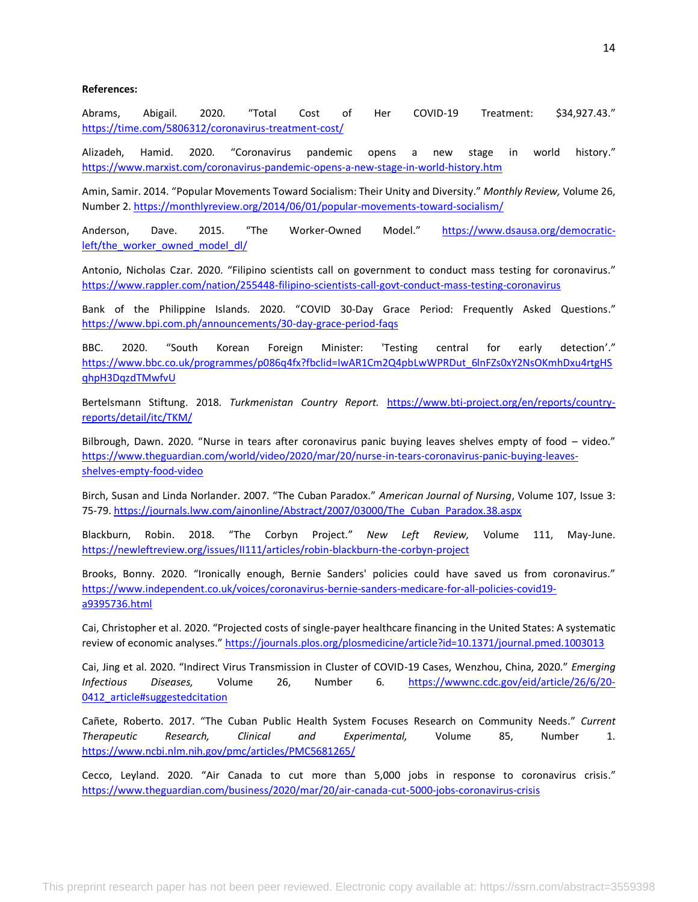**References:**

Abrams, Abigail. 2020. “Total Cost of Her COVID-19 Treatment: $34,927.43.” https://time.com/5806312/coronavirus-treatment-cost/

Alizadeh, Hamid. 2020. “Coronavirus pandemic opens a new stage in world history.” https://www.marxist.com/coronavirus-pandemic-opens-a-new-stage-in-world-history.htm

Amin, Samir. 2014. “Popular Movements Toward Socialism: Their Unity and Diversity.” *Monthly Review,* Volume 26, Number 2. https://monthlyreview.org/2014/06/01/popular-movements-toward-socialism/

Anderson, Dave. 2015. “The Worker-Owned Model.” https://www.dsausa.org/democratic-left/the_worker_owned_model_dl/

Antonio, Nicholas Czar. 2020. “Filipino scientists call on government to conduct mass testing for coronavirus.” https://www.rappler.com/nation/255448-filipino-scientists-call-govt-conduct-mass-testing-coronavirus

Bank of the Philippine Islands. 2020. “COVID 30-Day Grace Period: Frequently Asked Questions.” https://www.bpi.com.ph/announcements/30-day-grace-period-faqs

BBC. 2020. “South Korean Foreign Minister: 'Testing central for early detection’.” https://www.bbc.co.uk/programmes/p086q4fx?fbclid=IwAR1Cm2Q4pbLwWPRDut_6lnFZs0xY2NsOKmhDxu4rtgHSqhpH3DqzdTMwfvU

Bertelsmann Stiftung. 2018. *Turkmenistan Country Report.* https://www.bti-project.org/en/reports/country-reports/detail/itc/TKM/

Bilbrough, Dawn. 2020. “Nurse in tears after coronavirus panic buying leaves shelves empty of food – video.” https://www.theguardian.com/world/video/2020/mar/20/nurse-in-tears-coronavirus-panic-buying-leaves-shelves-empty-food-video

Birch, Susan and Linda Norlander. 2007. “The Cuban Paradox.” *American Journal of Nursing*, Volume 107, Issue 3: 75-79. https://journals.lww.com/ajnonline/Abstract/2007/03000/The_Cuban_Paradox.38.aspx

Blackburn, Robin. 2018. “The Corbyn Project.” *New Left Review,* Volume 111, May-June. https://newleftreview.org/issues/II111/articles/robin-blackburn-the-corbyn-project

Brooks, Bonny. 2020. “Ironically enough, Bernie Sanders' policies could have saved us from coronavirus.” https://www.independent.co.uk/voices/coronavirus-bernie-sanders-medicare-for-all-policies-covid19-a9395736.html

Cai, Christopher et al. 2020. “Projected costs of single-payer healthcare financing in the United States: A systematic review of economic analyses.” https://journals.plos.org/plosmedicine/article?id=10.1371/journal.pmed.1003013

Cai, Jing et al. 2020. “Indirect Virus Transmission in Cluster of COVID-19 Cases, Wenzhou, China, 2020.” *Emerging Infectious Diseases,* Volume 26, Number 6. https://wwwnc.cdc.gov/eid/article/26/6/20-0412_article#suggestedcitation

Cañete, Roberto. 2017. “The Cuban Public Health System Focuses Research on Community Needs.” *Current Therapeutic Research, Clinical and Experimental,* Volume 85, Number 1. https://www.ncbi.nlm.nih.gov/pmc/articles/PMC5681265/

Cecco, Leyland. 2020. “Air Canada to cut more than 5,000 jobs in response to coronavirus crisis.” https://www.theguardian.com/business/2020/mar/20/air-canada-cut-5000-jobs-coronavirus-crisis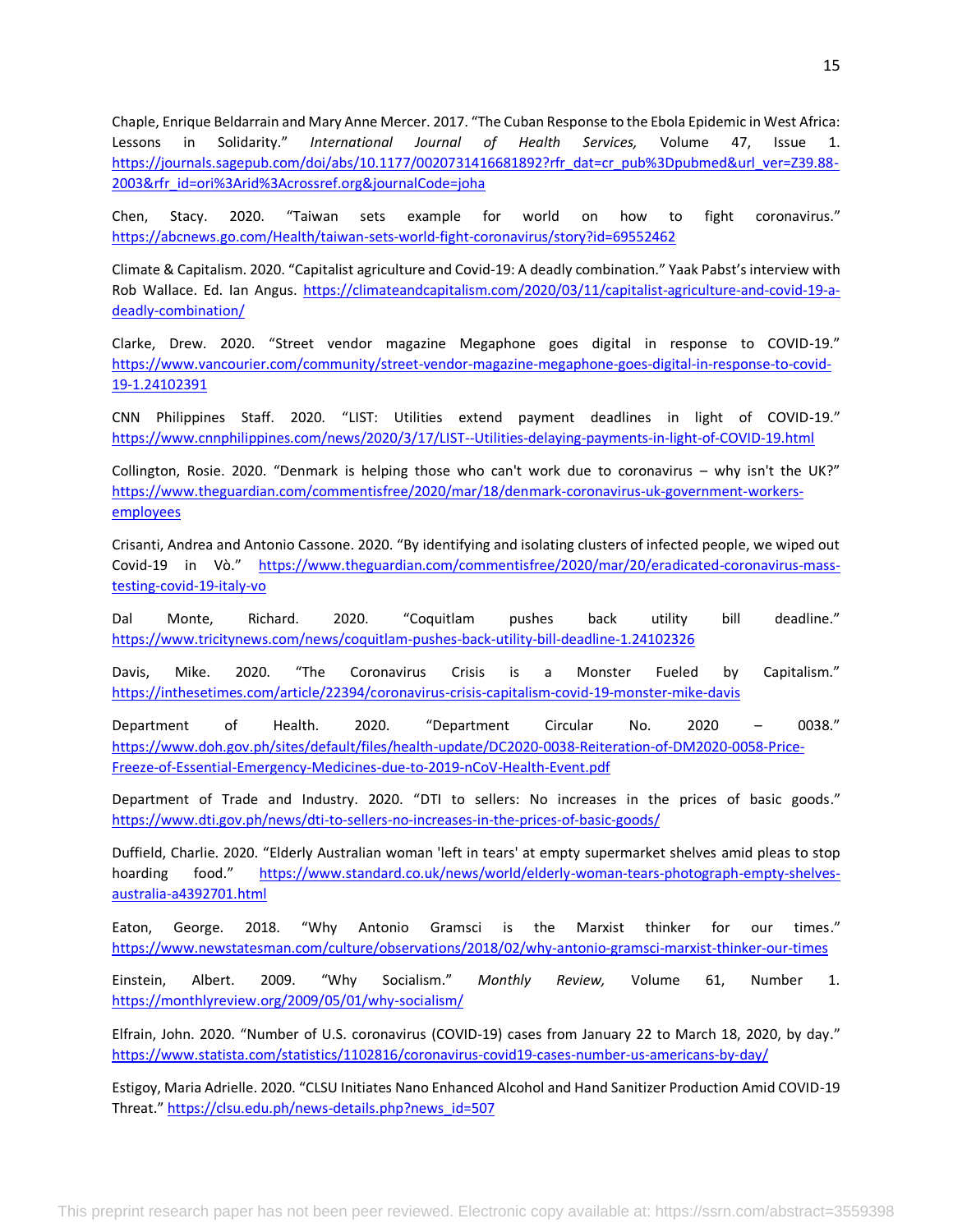Chaple, Enrique Beldarrain and Mary Anne Mercer. 2017. "The Cuban Response to the Ebola Epidemic in West Africa: Lessons in Solidarity." *International Journal of Health Services,* Volume 47, Issue 1. https://journals.sagepub.com/doi/abs/10.1177/0020731416681892?rfr_dat=cr_pub%3Dpubmed&url_ver=Z39.88-2003&rfr_id=ori%3Arid%3Acrossref.org&journalCode=joha

Chen, Stacy. 2020. "Taiwan sets example for world on how to fight coronavirus." https://abcnews.go.com/Health/taiwan-sets-world-fight-coronavirus/story?id=69552462

Climate & Capitalism. 2020. "Capitalist agriculture and Covid-19: A deadly combination." Yaak Pabst's interview with Rob Wallace. Ed. Ian Angus. https://climateandcapitalism.com/2020/03/11/capitalist-agriculture-and-covid-19-a-deadly-combination/

Clarke, Drew. 2020. "Street vendor magazine Megaphone goes digital in response to COVID-19." https://www.vancourier.com/community/street-vendor-magazine-megaphone-goes-digital-in-response-to-covid-19-1.24102391

CNN Philippines Staff. 2020. "LIST: Utilities extend payment deadlines in light of COVID-19." https://www.cnnphilippines.com/news/2020/3/17/LIST--Utilities-delaying-payments-in-light-of-COVID-19.html

Collington, Rosie. 2020. "Denmark is helping those who can't work due to coronavirus – why isn't the UK?" https://www.theguardian.com/commentisfree/2020/mar/18/denmark-coronavirus-uk-government-workers-employees

Crisanti, Andrea and Antonio Cassone. 2020. "By identifying and isolating clusters of infected people, we wiped out Covid-19 in Vò." https://www.theguardian.com/commentisfree/2020/mar/20/eradicated-coronavirus-mass-testing-covid-19-italy-vo

Dal Monte, Richard. 2020. "Coquitlam pushes back utility bill deadline." https://www.tricitynews.com/news/coquitlam-pushes-back-utility-bill-deadline-1.24102326

Davis, Mike. 2020. "The Coronavirus Crisis is a Monster Fueled by Capitalism." https://inthesetimes.com/article/22394/coronavirus-crisis-capitalism-covid-19-monster-mike-davis

Department of Health. 2020. "Department Circular No. 2020 – 0038." https://www.doh.gov.ph/sites/default/files/health-update/DC2020-0038-Reiteration-of-DM2020-0058-Price-Freeze-of-Essential-Emergency-Medicines-due-to-2019-nCoV-Health-Event.pdf

Department of Trade and Industry. 2020. "DTI to sellers: No increases in the prices of basic goods." https://www.dti.gov.ph/news/dti-to-sellers-no-increases-in-the-prices-of-basic-goods/

Duffield, Charlie. 2020. "Elderly Australian woman 'left in tears' at empty supermarket shelves amid pleas to stop hoarding food." https://www.standard.co.uk/news/world/elderly-woman-tears-photograph-empty-shelves-australia-a4392701.html

Eaton, George. 2018. "Why Antonio Gramsci is the Marxist thinker for our times." https://www.newstatesman.com/culture/observations/2018/02/why-antonio-gramsci-marxist-thinker-our-times

Einstein, Albert. 2009. "Why Socialism." *Monthly Review,* Volume 61, Number 1. https://monthlyreview.org/2009/05/01/why-socialism/

Elfrain, John. 2020. "Number of U.S. coronavirus (COVID-19) cases from January 22 to March 18, 2020, by day." https://www.statista.com/statistics/1102816/coronavirus-covid19-cases-number-us-americans-by-day/

Estigoy, Maria Adrielle. 2020. "CLSU Initiates Nano Enhanced Alcohol and Hand Sanitizer Production Amid COVID-19 Threat." https://clsu.edu.ph/news-details.php?news_id=507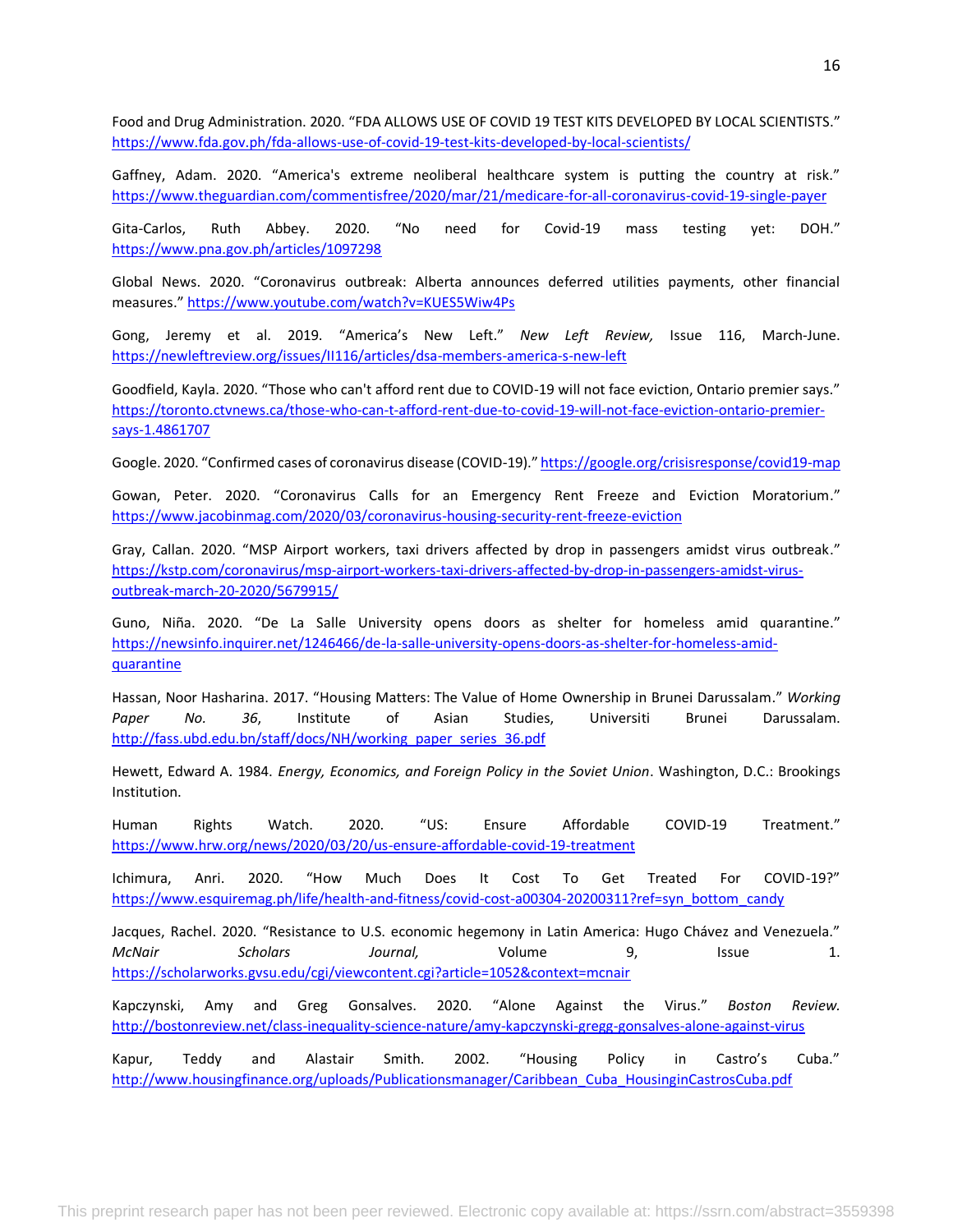Food and Drug Administration. 2020. "FDA ALLOWS USE OF COVID 19 TEST KITS DEVELOPED BY LOCAL SCIENTISTS." https://www.fda.gov.ph/fda-allows-use-of-covid-19-test-kits-developed-by-local-scientists/

Gaffney, Adam. 2020. "America's extreme neoliberal healthcare system is putting the country at risk." https://www.theguardian.com/commentisfree/2020/mar/21/medicare-for-all-coronavirus-covid-19-single-payer

Gita-Carlos, Ruth Abbey. 2020. "No need for Covid-19 mass testing yet: DOH." https://www.pna.gov.ph/articles/1097298

Global News. 2020. "Coronavirus outbreak: Alberta announces deferred utilities payments, other financial measures." https://www.youtube.com/watch?v=KUES5Wiw4Ps

Gong, Jeremy et al. 2019. "America's New Left." *New Left Review,* Issue 116, March-June. https://newleftreview.org/issues/II116/articles/dsa-members-america-s-new-left

Goodfield, Kayla. 2020. "Those who can't afford rent due to COVID-19 will not face eviction, Ontario premier says." https://toronto.ctvnews.ca/those-who-can-t-afford-rent-due-to-covid-19-will-not-face-eviction-ontario-premier-says-1.4861707

Google. 2020. "Confirmed cases of coronavirus disease (COVID-19)." https://google.org/crisisresponse/covid19-map

Gowan, Peter. 2020. "Coronavirus Calls for an Emergency Rent Freeze and Eviction Moratorium." https://www.jacobinmag.com/2020/03/coronavirus-housing-security-rent-freeze-eviction

Gray, Callan. 2020. "MSP Airport workers, taxi drivers affected by drop in passengers amidst virus outbreak." https://kstp.com/coronavirus/msp-airport-workers-taxi-drivers-affected-by-drop-in-passengers-amidst-virus-outbreak-march-20-2020/5679915/

Guno, Niña. 2020. "De La Salle University opens doors as shelter for homeless amid quarantine." https://newsinfo.inquirer.net/1246466/de-la-salle-university-opens-doors-as-shelter-for-homeless-amid-quarantine

Hassan, Noor Hasharina. 2017. "Housing Matters: The Value of Home Ownership in Brunei Darussalam." *Working Paper No. 36*, Institute of Asian Studies, Universiti Brunei Darussalam. http://fass.ubd.edu.bn/staff/docs/NH/working_paper_series_36.pdf

Hewett, Edward A. 1984. *Energy, Economics, and Foreign Policy in the Soviet Union*. Washington, D.C.: Brookings Institution.

Human Rights Watch. 2020. "US: Ensure Affordable COVID-19 Treatment." https://www.hrw.org/news/2020/03/20/us-ensure-affordable-covid-19-treatment

Ichimura, Anri. 2020. "How Much Does It Cost To Get Treated For COVID-19?" https://www.esquiremag.ph/life/health-and-fitness/covid-cost-a00304-20200311?ref=syn_bottom_candy

Jacques, Rachel. 2020. "Resistance to U.S. economic hegemony in Latin America: Hugo Chávez and Venezuela." *McNair Scholars Journal,* Volume 9, Issue 1. https://scholarworks.gvsu.edu/cgi/viewcontent.cgi?article=1052&context=mcnair

Kapczynski, Amy and Greg Gonsalves. 2020. "Alone Against the Virus." *Boston Review.* http://bostonreview.net/class-inequality-science-nature/amy-kapczynski-gregg-gonsalves-alone-against-virus

Kapur, Teddy and Alastair Smith. 2002. "Housing Policy in Castro's Cuba." http://www.housingfinance.org/uploads/Publicationsmanager/Caribbean_Cuba_HousinginCastrosCuba.pdf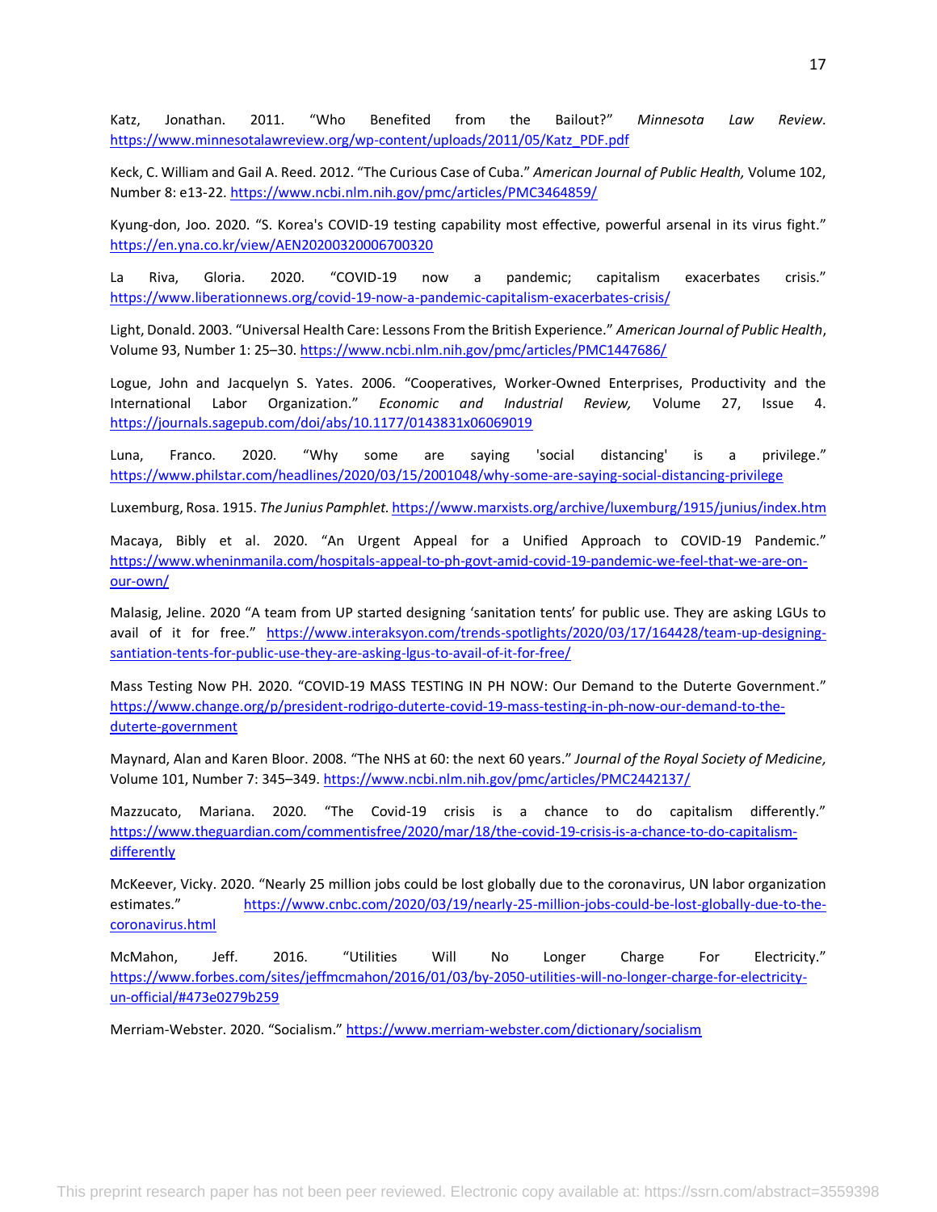Katz, Jonathan. 2011. "Who Benefited from the Bailout?" *Minnesota Law Review*. https://www.minnesotalawreview.org/wp-content/uploads/2011/05/Katz_PDF.pdf

Keck, C. William and Gail A. Reed. 2012. "The Curious Case of Cuba." *American Journal of Public Health,* Volume 102, Number 8: e13-22. https://www.ncbi.nlm.nih.gov/pmc/articles/PMC3464859/

Kyung-don, Joo. 2020. "S. Korea's COVID-19 testing capability most effective, powerful arsenal in its virus fight." https://en.yna.co.kr/view/AEN20200320006700320

La Riva, Gloria. 2020. "COVID-19 now a pandemic; capitalism exacerbates crisis." https://www.liberationnews.org/covid-19-now-a-pandemic-capitalism-exacerbates-crisis/

Light, Donald. 2003. "Universal Health Care: Lessons From the British Experience." *American Journal of Public Health*, Volume 93, Number 1: 25–30. https://www.ncbi.nlm.nih.gov/pmc/articles/PMC1447686/

Logue, John and Jacquelyn S. Yates. 2006. "Cooperatives, Worker-Owned Enterprises, Productivity and the International Labor Organization." *Economic and Industrial Review,* Volume 27, Issue 4. https://journals.sagepub.com/doi/abs/10.1177/0143831x06069019

Luna, Franco. 2020. "Why some are saying 'social distancing' is a privilege." https://www.philstar.com/headlines/2020/03/15/2001048/why-some-are-saying-social-distancing-privilege

Luxemburg, Rosa. 1915. *The Junius Pamphlet.* https://www.marxists.org/archive/luxemburg/1915/junius/index.htm

Macaya, Bibly et al. 2020. "An Urgent Appeal for a Unified Approach to COVID-19 Pandemic." https://www.wheninmanila.com/hospitals-appeal-to-ph-govt-amid-covid-19-pandemic-we-feel-that-we-are-on-our-own/

Malasig, Jeline. 2020 "A team from UP started designing 'sanitation tents' for public use. They are asking LGUs to avail of it for free." https://www.interaksyon.com/trends-spotlights/2020/03/17/164428/team-up-designing-santiation-tents-for-public-use-they-are-asking-lgus-to-avail-of-it-for-free/

Mass Testing Now PH. 2020. "COVID-19 MASS TESTING IN PH NOW: Our Demand to the Duterte Government." https://www.change.org/p/president-rodrigo-duterte-covid-19-mass-testing-in-ph-now-our-demand-to-the-duterte-government

Maynard, Alan and Karen Bloor. 2008. "The NHS at 60: the next 60 years." *Journal of the Royal Society of Medicine,* Volume 101, Number 7: 345–349. https://www.ncbi.nlm.nih.gov/pmc/articles/PMC2442137/

Mazzucato, Mariana. 2020. "The Covid-19 crisis is a chance to do capitalism differently." https://www.theguardian.com/commentisfree/2020/mar/18/the-covid-19-crisis-is-a-chance-to-do-capitalism-differently

McKeever, Vicky. 2020. "Nearly 25 million jobs could be lost globally due to the coronavirus, UN labor organization estimates." https://www.cnbc.com/2020/03/19/nearly-25-million-jobs-could-be-lost-globally-due-to-the-coronavirus.html

McMahon, Jeff. 2016. "Utilities Will No Longer Charge For Electricity." https://www.forbes.com/sites/jeffmcmahon/2016/01/03/by-2050-utilities-will-no-longer-charge-for-electricity-un-official/#473e0279b259

Merriam-Webster. 2020. "Socialism." https://www.merriam-webster.com/dictionary/socialism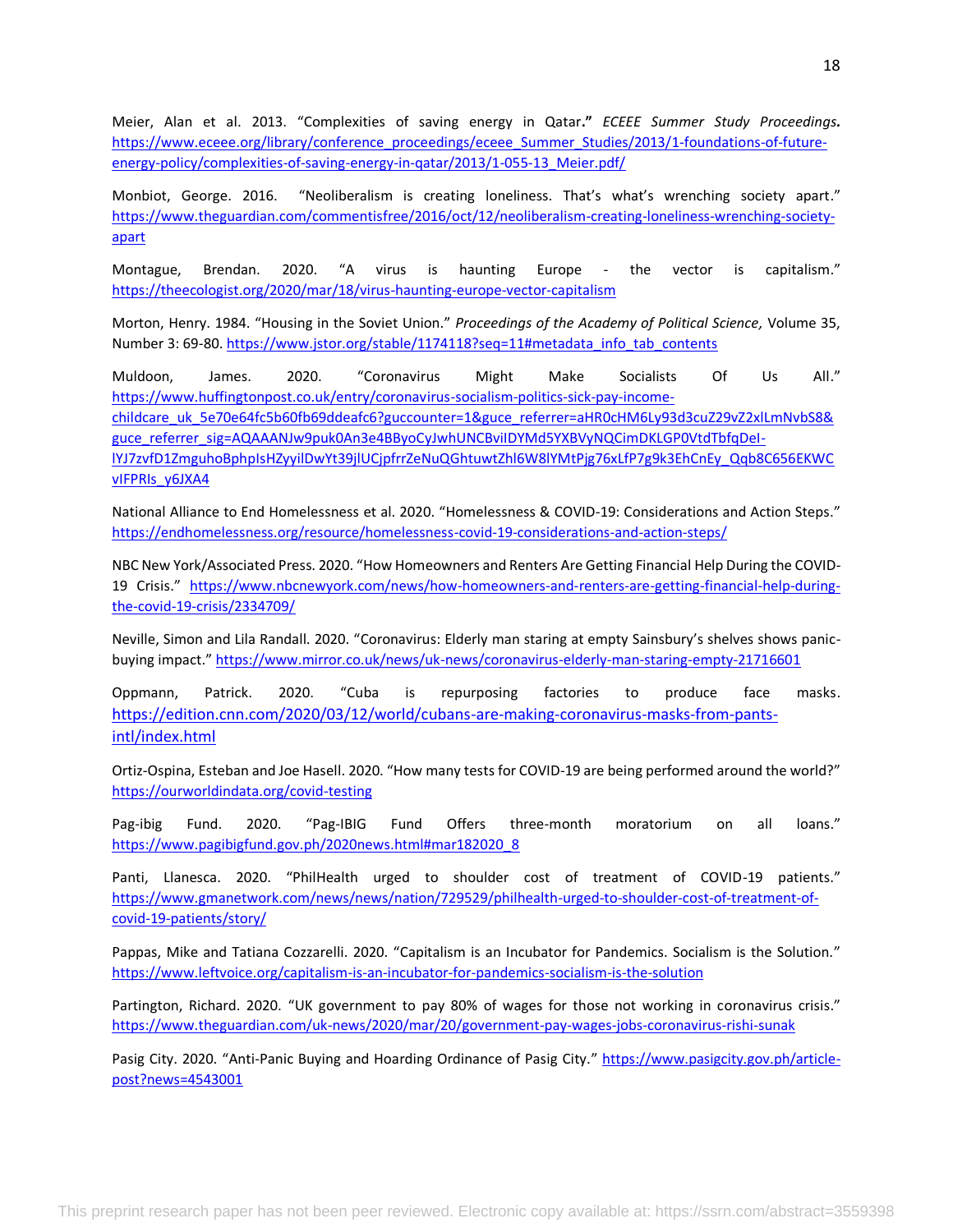Meier, Alan et al. 2013. "Complexities of saving energy in Qatar**."** *ECEEE Summer Study Proceedings***.** https://www.eceee.org/library/conference_proceedings/eceee_Summer_Studies/2013/1-foundations-of-future-energy-policy/complexities-of-saving-energy-in-qatar/2013/1-055-13_Meier.pdf/

Monbiot, George. 2016. "Neoliberalism is creating loneliness. That's what's wrenching society apart." https://www.theguardian.com/commentisfree/2016/oct/12/neoliberalism-creating-loneliness-wrenching-society-apart

Montague, Brendan. 2020. "A virus is haunting Europe - the vector is capitalism." https://theecologist.org/2020/mar/18/virus-haunting-europe-vector-capitalism

Morton, Henry. 1984. "Housing in the Soviet Union." *Proceedings of the Academy of Political Science,* Volume 35, Number 3: 69-80. https://www.jstor.org/stable/1174118?seq=11#metadata_info_tab_contents

Muldoon, James. 2020. "Coronavirus Might Make Socialists Of Us All." https://www.huffingtonpost.co.uk/entry/coronavirus-socialism-politics-sick-pay-income-childcare_uk_5e70e64fc5b60fb69ddeafc6?guccounter=1&guce_referrer=aHR0cHM6Ly93d3cuZ29vZ2xlLmNvbS8&guce_referrer_sig=AQAAANJw9puk0An3e4BByoCyJwhUNCBviIDYMd5YXBVyNQCimDKLGP0VtdTbfqDeI-lYJ7zvfD1ZmguhoBphpIsHZyyilDwYt39jlUCjpfrrZeNuQGhtuwtZhl6W8lYMtPjg76xLfP7g9k3EhCnEy_Qqb8C656EKWCvIFPRIs_y6JXA4

National Alliance to End Homelessness et al. 2020. "Homelessness & COVID-19: Considerations and Action Steps." https://endhomelessness.org/resource/homelessness-covid-19-considerations-and-action-steps/

NBC New York/Associated Press. 2020. "How Homeowners and Renters Are Getting Financial Help During the COVID-19 Crisis." https://www.nbcnewyork.com/news/how-homeowners-and-renters-are-getting-financial-help-during-the-covid-19-crisis/2334709/

Neville, Simon and Lila Randall. 2020. "Coronavirus: Elderly man staring at empty Sainsbury's shelves shows panic-buying impact." https://www.mirror.co.uk/news/uk-news/coronavirus-elderly-man-staring-empty-21716601

Oppmann, Patrick. 2020. "Cuba is repurposing factories to produce face masks. https://edition.cnn.com/2020/03/12/world/cubans-are-making-coronavirus-masks-from-pants-intl/index.html

Ortiz-Ospina, Esteban and Joe Hasell. 2020. "How many tests for COVID-19 are being performed around the world?" https://ourworldindata.org/covid-testing

Pag-ibig Fund. 2020. "Pag-IBIG Fund Offers three-month moratorium on all loans." https://www.pagibigfund.gov.ph/2020news.html#mar182020_8

Panti, Llanesca. 2020. "PhilHealth urged to shoulder cost of treatment of COVID-19 patients." https://www.gmanetwork.com/news/news/nation/729529/philhealth-urged-to-shoulder-cost-of-treatment-of-covid-19-patients/story/

Pappas, Mike and Tatiana Cozzarelli. 2020. "Capitalism is an Incubator for Pandemics. Socialism is the Solution." https://www.leftvoice.org/capitalism-is-an-incubator-for-pandemics-socialism-is-the-solution

Partington, Richard. 2020. "UK government to pay 80% of wages for those not working in coronavirus crisis." https://www.theguardian.com/uk-news/2020/mar/20/government-pay-wages-jobs-coronavirus-rishi-sunak

Pasig City. 2020. "Anti-Panic Buying and Hoarding Ordinance of Pasig City." https://www.pasigcity.gov.ph/article-post?news=4543001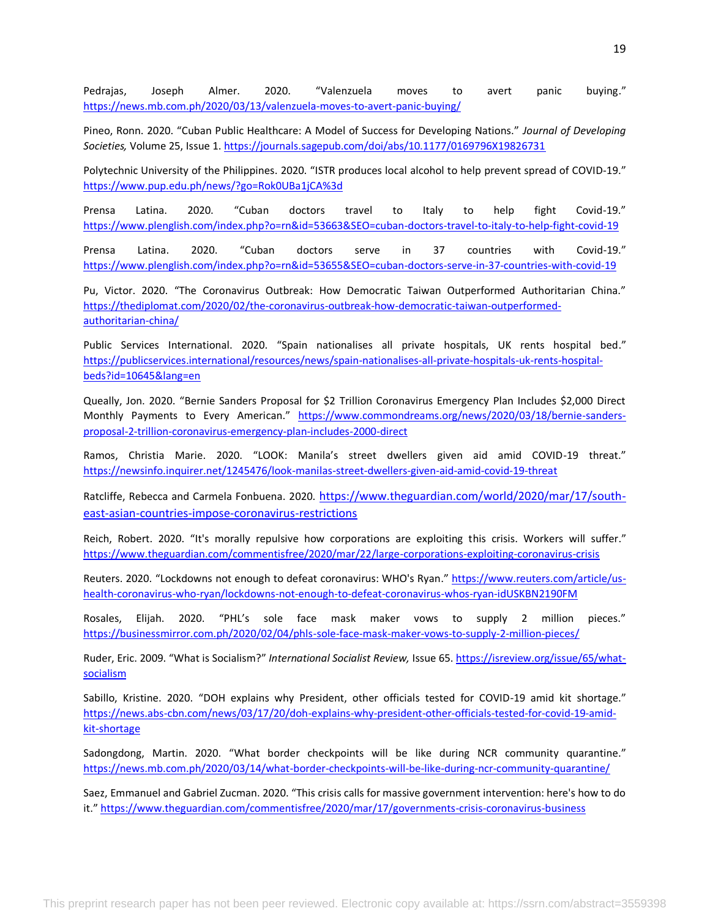Pedrajas, Joseph Almer. 2020. "Valenzuela moves to avert panic buying." https://news.mb.com.ph/2020/03/13/valenzuela-moves-to-avert-panic-buying/

Pineo, Ronn. 2020. "Cuban Public Healthcare: A Model of Success for Developing Nations." *Journal of Developing Societies,* Volume 25, Issue 1. https://journals.sagepub.com/doi/abs/10.1177/0169796X19826731

Polytechnic University of the Philippines. 2020. "ISTR produces local alcohol to help prevent spread of COVID-19." https://www.pup.edu.ph/news/?go=Rok0UBa1jCA%3d

Prensa Latina. 2020. "Cuban doctors travel to Italy to help fight Covid-19." https://www.plenglish.com/index.php?o=rn&id=53663&SEO=cuban-doctors-travel-to-italy-to-help-fight-covid-19

Prensa Latina. 2020. "Cuban doctors serve in 37 countries with Covid-19." https://www.plenglish.com/index.php?o=rn&id=53655&SEO=cuban-doctors-serve-in-37-countries-with-covid-19

Pu, Victor. 2020. "The Coronavirus Outbreak: How Democratic Taiwan Outperformed Authoritarian China." https://thediplomat.com/2020/02/the-coronavirus-outbreak-how-democratic-taiwan-outperformed-authoritarian-china/

Public Services International. 2020. "Spain nationalises all private hospitals, UK rents hospital bed." https://publicservices.international/resources/news/spain-nationalises-all-private-hospitals-uk-rents-hospital-beds?id=10645&lang=en

Queally, Jon. 2020. "Bernie Sanders Proposal for $2 Trillion Coronavirus Emergency Plan Includes $2,000 Direct Monthly Payments to Every American." https://www.commondreams.org/news/2020/03/18/bernie-sanders-proposal-2-trillion-coronavirus-emergency-plan-includes-2000-direct

Ramos, Christia Marie. 2020. "LOOK: Manila's street dwellers given aid amid COVID-19 threat." https://newsinfo.inquirer.net/1245476/look-manilas-street-dwellers-given-aid-amid-covid-19-threat

Ratcliffe, Rebecca and Carmela Fonbuena. 2020. https://www.theguardian.com/world/2020/mar/17/south-east-asian-countries-impose-coronavirus-restrictions

Reich, Robert. 2020. "It's morally repulsive how corporations are exploiting this crisis. Workers will suffer." https://www.theguardian.com/commentisfree/2020/mar/22/large-corporations-exploiting-coronavirus-crisis

Reuters. 2020. "Lockdowns not enough to defeat coronavirus: WHO's Ryan." https://www.reuters.com/article/us-health-coronavirus-who-ryan/lockdowns-not-enough-to-defeat-coronavirus-whos-ryan-idUSKBN2190FM

Rosales, Elijah. 2020. "PHL's sole face mask maker vows to supply 2 million pieces." https://businessmirror.com.ph/2020/02/04/phls-sole-face-mask-maker-vows-to-supply-2-million-pieces/

Ruder, Eric. 2009. "What is Socialism?" *International Socialist Review,* Issue 65. https://isreview.org/issue/65/what-socialism

Sabillo, Kristine. 2020. "DOH explains why President, other officials tested for COVID-19 amid kit shortage." https://news.abs-cbn.com/news/03/17/20/doh-explains-why-president-other-officials-tested-for-covid-19-amid-kit-shortage

Sadongdong, Martin. 2020. "What border checkpoints will be like during NCR community quarantine." https://news.mb.com.ph/2020/03/14/what-border-checkpoints-will-be-like-during-ncr-community-quarantine/

Saez, Emmanuel and Gabriel Zucman. 2020. "This crisis calls for massive government intervention: here's how to do it." https://www.theguardian.com/commentisfree/2020/mar/17/governments-crisis-coronavirus-business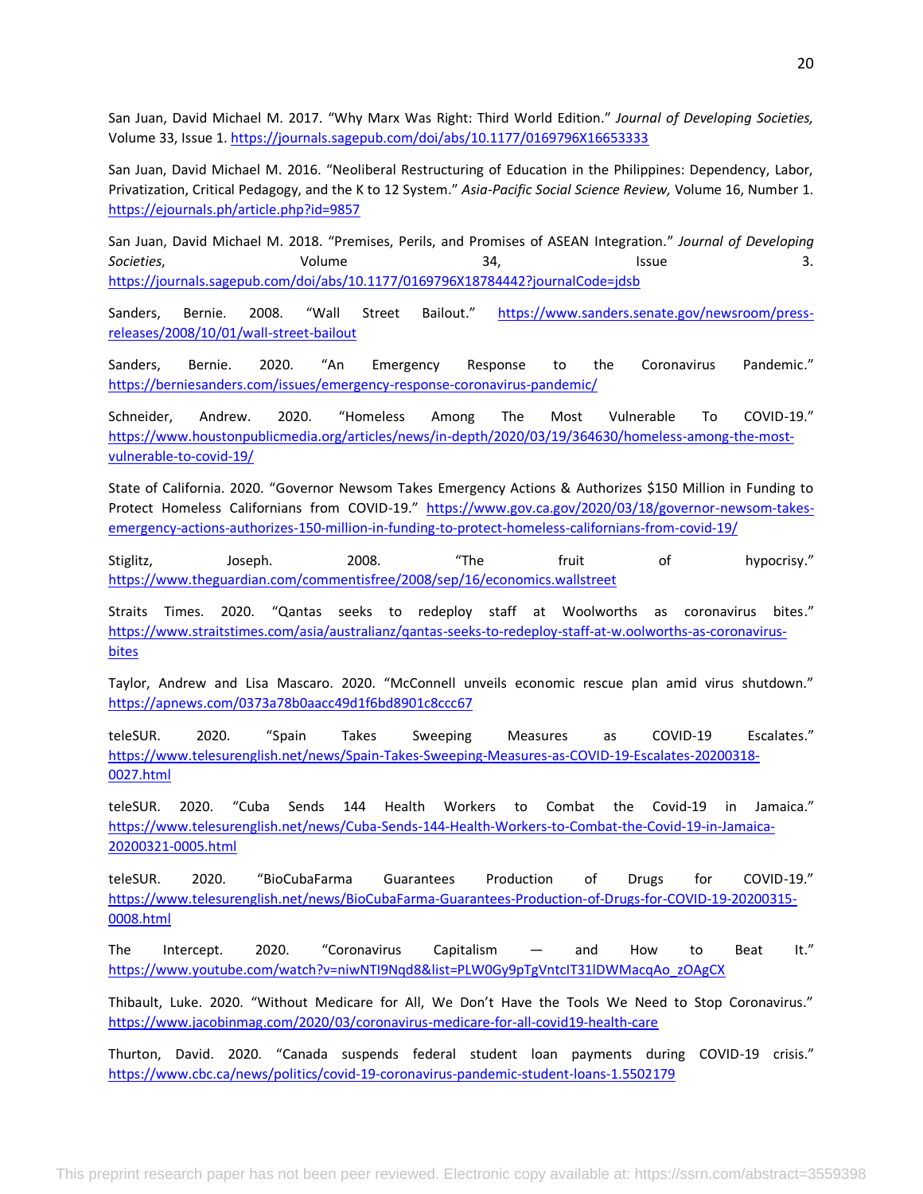San Juan, David Michael M. 2017. "Why Marx Was Right: Third World Edition." *Journal of Developing Societies,* Volume 33, Issue 1. https://journals.sagepub.com/doi/abs/10.1177/0169796X16653333

San Juan, David Michael M. 2016. "Neoliberal Restructuring of Education in the Philippines: Dependency, Labor, Privatization, Critical Pedagogy, and the K to 12 System." *Asia-Pacific Social Science Review,* Volume 16, Number 1. https://ejournals.ph/article.php?id=9857

San Juan, David Michael M. 2018. "Premises, Perils, and Promises of ASEAN Integration." *Journal of Developing Societies*, Volume 34, Issue 3. https://journals.sagepub.com/doi/abs/10.1177/0169796X18784442?journalCode=jdsb

Sanders, Bernie. 2008. "Wall Street Bailout." https://www.sanders.senate.gov/newsroom/press-releases/2008/10/01/wall-street-bailout

Sanders, Bernie. 2020. "An Emergency Response to the Coronavirus Pandemic." https://berniesanders.com/issues/emergency-response-coronavirus-pandemic/

Schneider, Andrew. 2020. "Homeless Among The Most Vulnerable To COVID-19." https://www.houstonpublicmedia.org/articles/news/in-depth/2020/03/19/364630/homeless-among-the-most-vulnerable-to-covid-19/

State of California. 2020. "Governor Newsom Takes Emergency Actions & Authorizes $150 Million in Funding to Protect Homeless Californians from COVID-19." https://www.gov.ca.gov/2020/03/18/governor-newsom-takes-emergency-actions-authorizes-150-million-in-funding-to-protect-homeless-californians-from-covid-19/

Stiglitz, Joseph. 2008. "The fruit of hypocrisy." https://www.theguardian.com/commentisfree/2008/sep/16/economics.wallstreet

Straits Times. 2020. "Qantas seeks to redeploy staff at Woolworths as coronavirus bites." https://www.straitstimes.com/asia/australianz/qantas-seeks-to-redeploy-staff-at-w.oolworths-as-coronavirus-bites

Taylor, Andrew and Lisa Mascaro. 2020. "McConnell unveils economic rescue plan amid virus shutdown." https://apnews.com/0373a78b0aacc49d1f6bd8901c8ccc67

teleSUR. 2020. "Spain Takes Sweeping Measures as COVID-19 Escalates." https://www.telesurenglish.net/news/Spain-Takes-Sweeping-Measures-as-COVID-19-Escalates-20200318-0027.html

teleSUR. 2020. "Cuba Sends 144 Health Workers to Combat the Covid-19 in Jamaica." https://www.telesurenglish.net/news/Cuba-Sends-144-Health-Workers-to-Combat-the-Covid-19-in-Jamaica-20200321-0005.html

teleSUR. 2020. "BioCubaFarma Guarantees Production of Drugs for COVID-19." https://www.telesurenglish.net/news/BioCubaFarma-Guarantees-Production-of-Drugs-for-COVID-19-20200315-0008.html

The Intercept. 2020. "Coronavirus Capitalism — and How to Beat It." https://www.youtube.com/watch?v=niwNTI9Nqd8&list=PLW0Gy9pTgVntcIT31lDWMacqAo_zOAgCX

Thibault, Luke. 2020. "Without Medicare for All, We Don't Have the Tools We Need to Stop Coronavirus." https://www.jacobinmag.com/2020/03/coronavirus-medicare-for-all-covid19-health-care

Thurton, David. 2020. "Canada suspends federal student loan payments during COVID-19 crisis." https://www.cbc.ca/news/politics/covid-19-coronavirus-pandemic-student-loans-1.5502179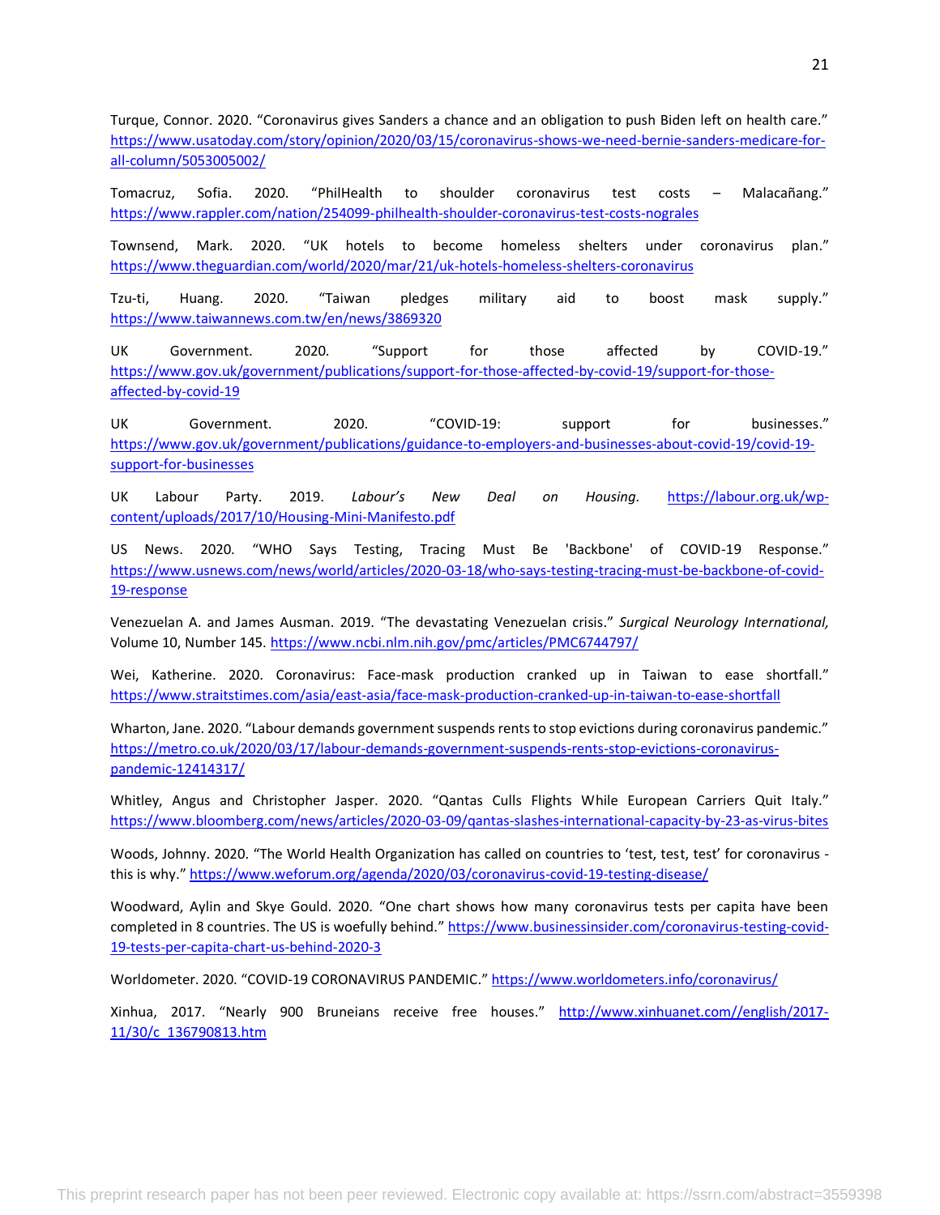Turque, Connor. 2020. "Coronavirus gives Sanders a chance and an obligation to push Biden left on health care." https://www.usatoday.com/story/opinion/2020/03/15/coronavirus-shows-we-need-bernie-sanders-medicare-for-all-column/5053005002/

Tomacruz, Sofia. 2020. "PhilHealth to shoulder coronavirus test costs – Malacañang." https://www.rappler.com/nation/254099-philhealth-shoulder-coronavirus-test-costs-nograles

Townsend, Mark. 2020. "UK hotels to become homeless shelters under coronavirus plan." https://www.theguardian.com/world/2020/mar/21/uk-hotels-homeless-shelters-coronavirus

Tzu-ti, Huang. 2020. "Taiwan pledges military aid to boost mask supply." https://www.taiwannews.com.tw/en/news/3869320

UK Government. 2020. "Support for those affected by COVID-19." https://www.gov.uk/government/publications/support-for-those-affected-by-covid-19/support-for-those-affected-by-covid-19

UK Government. 2020. "COVID-19: support for businesses." https://www.gov.uk/government/publications/guidance-to-employers-and-businesses-about-covid-19/covid-19-support-for-businesses

UK Labour Party. 2019. *Labour's New Deal on Housing.* https://labour.org.uk/wp-content/uploads/2017/10/Housing-Mini-Manifesto.pdf

US News. 2020. "WHO Says Testing, Tracing Must Be 'Backbone' of COVID-19 Response." https://www.usnews.com/news/world/articles/2020-03-18/who-says-testing-tracing-must-be-backbone-of-covid-19-response

Venezuelan A. and James Ausman. 2019. "The devastating Venezuelan crisis." *Surgical Neurology International,* Volume 10, Number 145. https://www.ncbi.nlm.nih.gov/pmc/articles/PMC6744797/

Wei, Katherine. 2020. Coronavirus: Face-mask production cranked up in Taiwan to ease shortfall." https://www.straitstimes.com/asia/east-asia/face-mask-production-cranked-up-in-taiwan-to-ease-shortfall

Wharton, Jane. 2020. "Labour demands government suspends rents to stop evictions during coronavirus pandemic." https://metro.co.uk/2020/03/17/labour-demands-government-suspends-rents-stop-evictions-coronavirus-pandemic-12414317/

Whitley, Angus and Christopher Jasper. 2020. "Qantas Culls Flights While European Carriers Quit Italy." https://www.bloomberg.com/news/articles/2020-03-09/qantas-slashes-international-capacity-by-23-as-virus-bites

Woods, Johnny. 2020. "The World Health Organization has called on countries to 'test, test, test' for coronavirus - this is why." https://www.weforum.org/agenda/2020/03/coronavirus-covid-19-testing-disease/

Woodward, Aylin and Skye Gould. 2020. "One chart shows how many coronavirus tests per capita have been completed in 8 countries. The US is woefully behind." https://www.businessinsider.com/coronavirus-testing-covid-19-tests-per-capita-chart-us-behind-2020-3

Worldometer. 2020. "COVID-19 CORONAVIRUS PANDEMIC." https://www.worldometers.info/coronavirus/

Xinhua, 2017. "Nearly 900 Bruneians receive free houses." http://www.xinhuanet.com//english/2017-11/30/c_136790813.htm